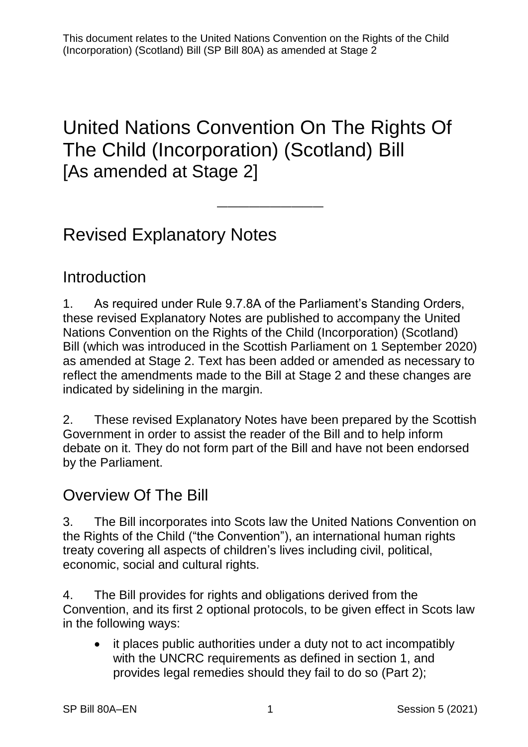This document relates to the United Nations Convention on the Rights of the Child (Incorporation) (Scotland) Bill (SP Bill 80A) as amended at Stage 2

# United Nations Convention On The Rights Of The Child (Incorporation) (Scotland) Bill [As amended at Stage 2]

---

## Revised Explanatory Notes

## Introduction

1. As required under Rule 9.7.8A of the Parliament's Standing Orders, these revised Explanatory Notes are published to accompany the United Nations Convention on the Rights of the Child (Incorporation) (Scotland) Bill (which was introduced in the Scottish Parliament on 1 September 2020) as amended at Stage 2. Text has been added or amended as necessary to reflect the amendments made to the Bill at Stage 2 and these changes are indicated by sidelining in the margin.

2. These revised Explanatory Notes have been prepared by the Scottish Government in order to assist the reader of the Bill and to help inform debate on it. They do not form part of the Bill and have not been endorsed by the Parliament.

## Overview Of The Bill

3. The Bill incorporates into Scots law the United Nations Convention on the Rights of the Child ("the Convention"), an international human rights treaty covering all aspects of children's lives including civil, political, economic, social and cultural rights.

4. The Bill provides for rights and obligations derived from the Convention, and its first 2 optional protocols, to be given effect in Scots law in the following ways:

- it places public authorities under a duty not to act incompatibly with the UNCRC requirements as defined in section 1, and provides legal remedies should they fail to do so (Part 2);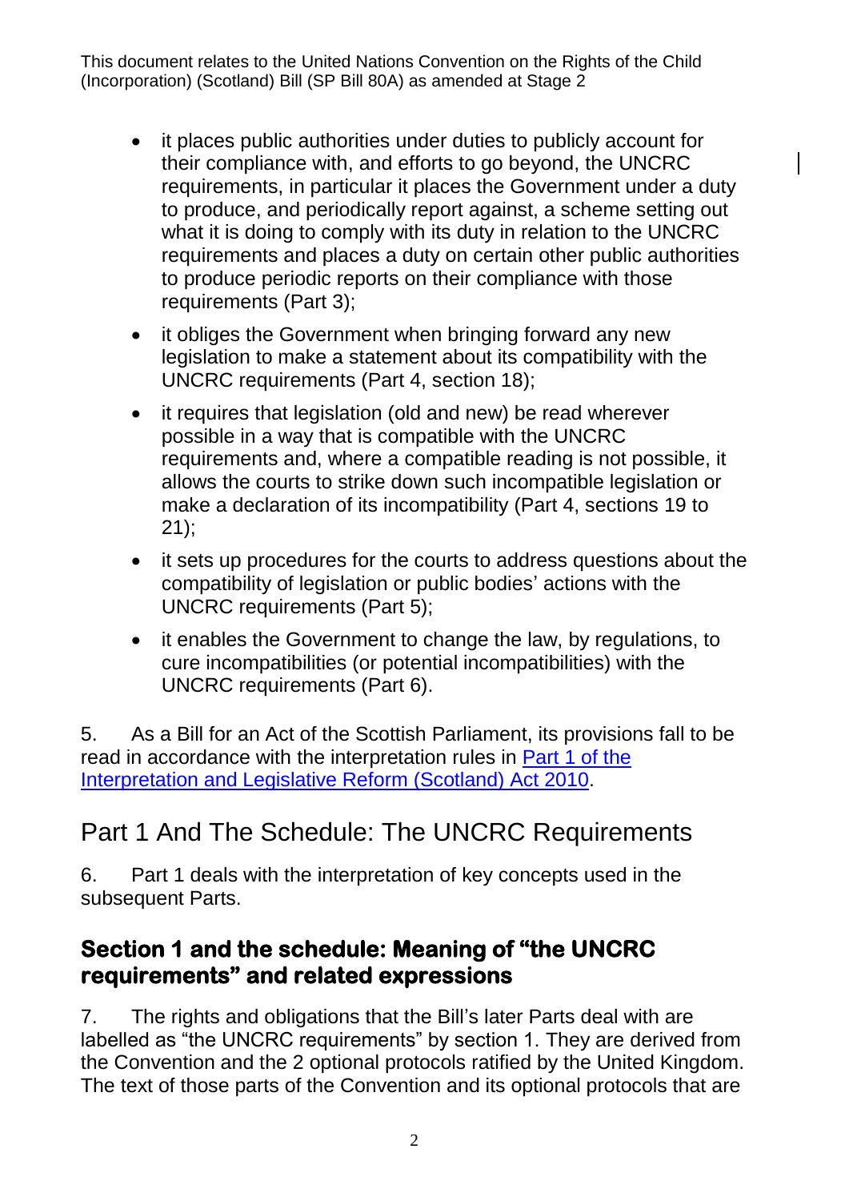- it places public authorities under duties to publicly account for their compliance with, and efforts to go beyond, the UNCRC requirements, in particular it places the Government under a duty to produce, and periodically report against, a scheme setting out what it is doing to comply with its duty in relation to the UNCRC requirements and places a duty on certain other public authorities to produce periodic reports on their compliance with those requirements (Part 3);
- it obliges the Government when bringing forward any new legislation to make a statement about its compatibility with the UNCRC requirements (Part 4, section 18);
- it requires that legislation (old and new) be read wherever possible in a way that is compatible with the UNCRC requirements and, where a compatible reading is not possible, it allows the courts to strike down such incompatible legislation or make a declaration of its incompatibility (Part 4, sections 19 to 21);
- it sets up procedures for the courts to address questions about the compatibility of legislation or public bodies' actions with the UNCRC requirements (Part 5);
- it enables the Government to change the law, by regulations, to cure incompatibilities (or potential incompatibilities) with the UNCRC requirements (Part 6).

5. As a Bill for an Act of the Scottish Parliament, its provisions fall to be read in accordance with the interpretation rules in Part 1 of the Interpretation and Legislative Reform (Scotland) Act 2010.

## Part 1 And The Schedule: The UNCRC Requirements

6. Part 1 deals with the interpretation of key concepts used in the subsequent Parts.

### Section 1 and the schedule: Meaning of "the UNCRC requirements" and related expressions

7. The rights and obligations that the Bill's later Parts deal with are labelled as "the UNCRC requirements" by section 1. They are derived from the Convention and the 2 optional protocols ratified by the United Kingdom. The text of those parts of the Convention and its optional protocols that are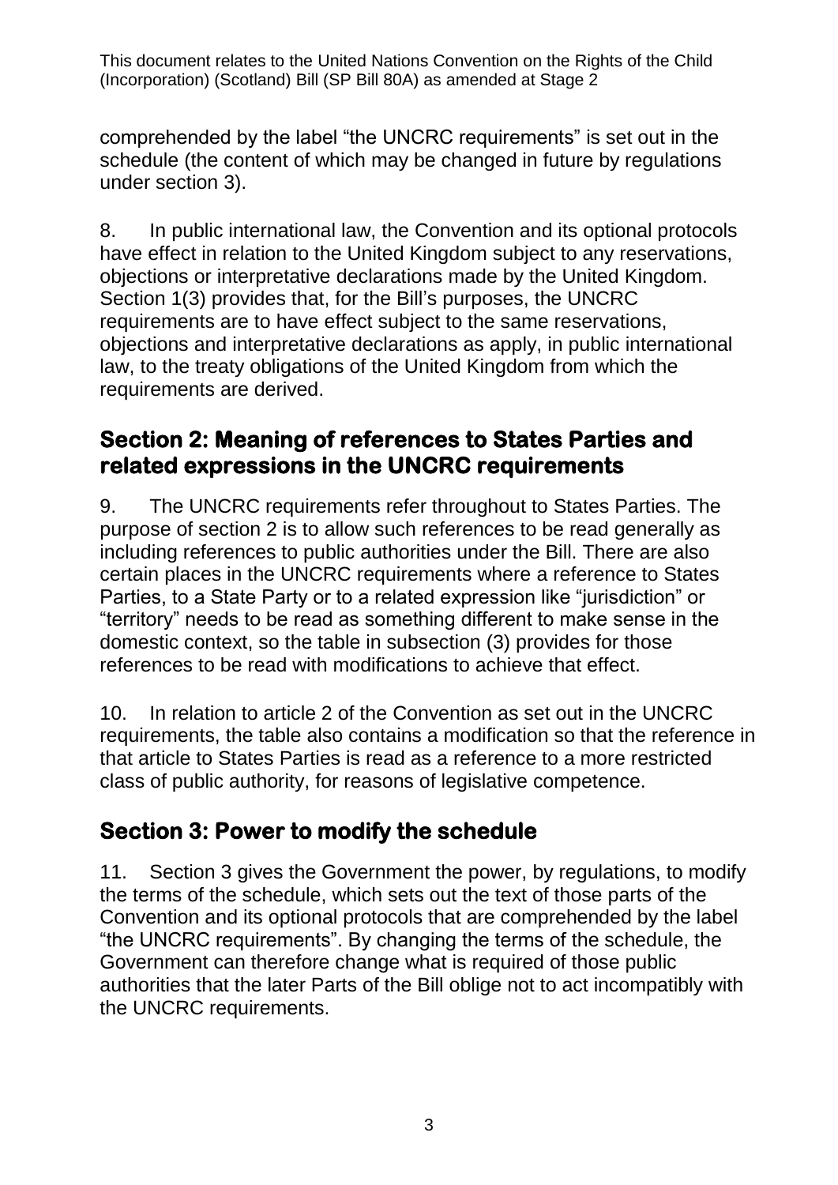comprehended by the label "the UNCRC requirements" is set out in the schedule (the content of which may be changed in future by regulations under section 3).

8. In public international law, the Convention and its optional protocols have effect in relation to the United Kingdom subject to any reservations, objections or interpretative declarations made by the United Kingdom. Section 1(3) provides that, for the Bill's purposes, the UNCRC requirements are to have effect subject to the same reservations, objections and interpretative declarations as apply, in public international law, to the treaty obligations of the United Kingdom from which the requirements are derived.

## Section 2: Meaning of references to States Parties and related expressions in the UNCRC requirements

9. The UNCRC requirements refer throughout to States Parties. The purpose of section 2 is to allow such references to be read generally as including references to public authorities under the Bill. There are also certain places in the UNCRC requirements where a reference to States Parties, to a State Party or to a related expression like "jurisdiction" or "territory" needs to be read as something different to make sense in the domestic context, so the table in subsection (3) provides for those references to be read with modifications to achieve that effect.

10. In relation to article 2 of the Convention as set out in the UNCRC requirements, the table also contains a modification so that the reference in that article to States Parties is read as a reference to a more restricted class of public authority, for reasons of legislative competence.

## Section 3: Power to modify the schedule

11. Section 3 gives the Government the power, by regulations, to modify the terms of the schedule, which sets out the text of those parts of the Convention and its optional protocols that are comprehended by the label "the UNCRC requirements". By changing the terms of the schedule, the Government can therefore change what is required of those public authorities that the later Parts of the Bill oblige not to act incompatibly with the UNCRC requirements.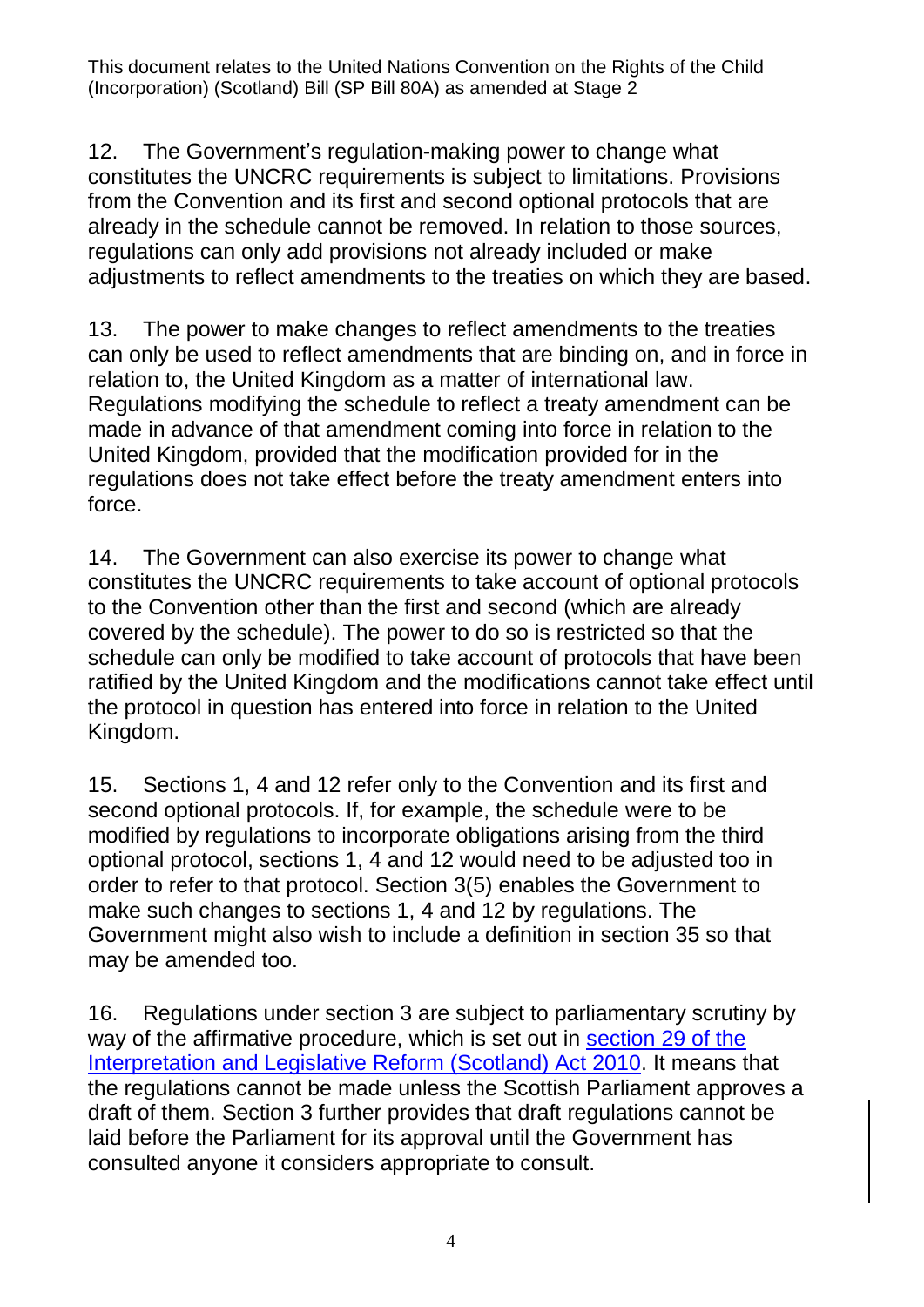12. The Government's regulation-making power to change what constitutes the UNCRC requirements is subject to limitations. Provisions from the Convention and its first and second optional protocols that are already in the schedule cannot be removed. In relation to those sources, regulations can only add provisions not already included or make adjustments to reflect amendments to the treaties on which they are based.

13. The power to make changes to reflect amendments to the treaties can only be used to reflect amendments that are binding on, and in force in relation to, the United Kingdom as a matter of international law. Regulations modifying the schedule to reflect a treaty amendment can be made in advance of that amendment coming into force in relation to the United Kingdom, provided that the modification provided for in the regulations does not take effect before the treaty amendment enters into force.

14. The Government can also exercise its power to change what constitutes the UNCRC requirements to take account of optional protocols to the Convention other than the first and second (which are already covered by the schedule). The power to do so is restricted so that the schedule can only be modified to take account of protocols that have been ratified by the United Kingdom and the modifications cannot take effect until the protocol in question has entered into force in relation to the United Kingdom.

15. Sections 1, 4 and 12 refer only to the Convention and its first and second optional protocols. If, for example, the schedule were to be modified by regulations to incorporate obligations arising from the third optional protocol, sections 1, 4 and 12 would need to be adjusted too in order to refer to that protocol. Section 3(5) enables the Government to make such changes to sections 1, 4 and 12 by regulations. The Government might also wish to include a definition in section 35 so that may be amended too.

16. Regulations under section 3 are subject to parliamentary scrutiny by way of the affirmative procedure, which is set out in [section 29 of the Interpretation and Legislative Reform (Scotland) Act 2010](). It means that the regulations cannot be made unless the Scottish Parliament approves a draft of them. Section 3 further provides that draft regulations cannot be laid before the Parliament for its approval until the Government has consulted anyone it considers appropriate to consult.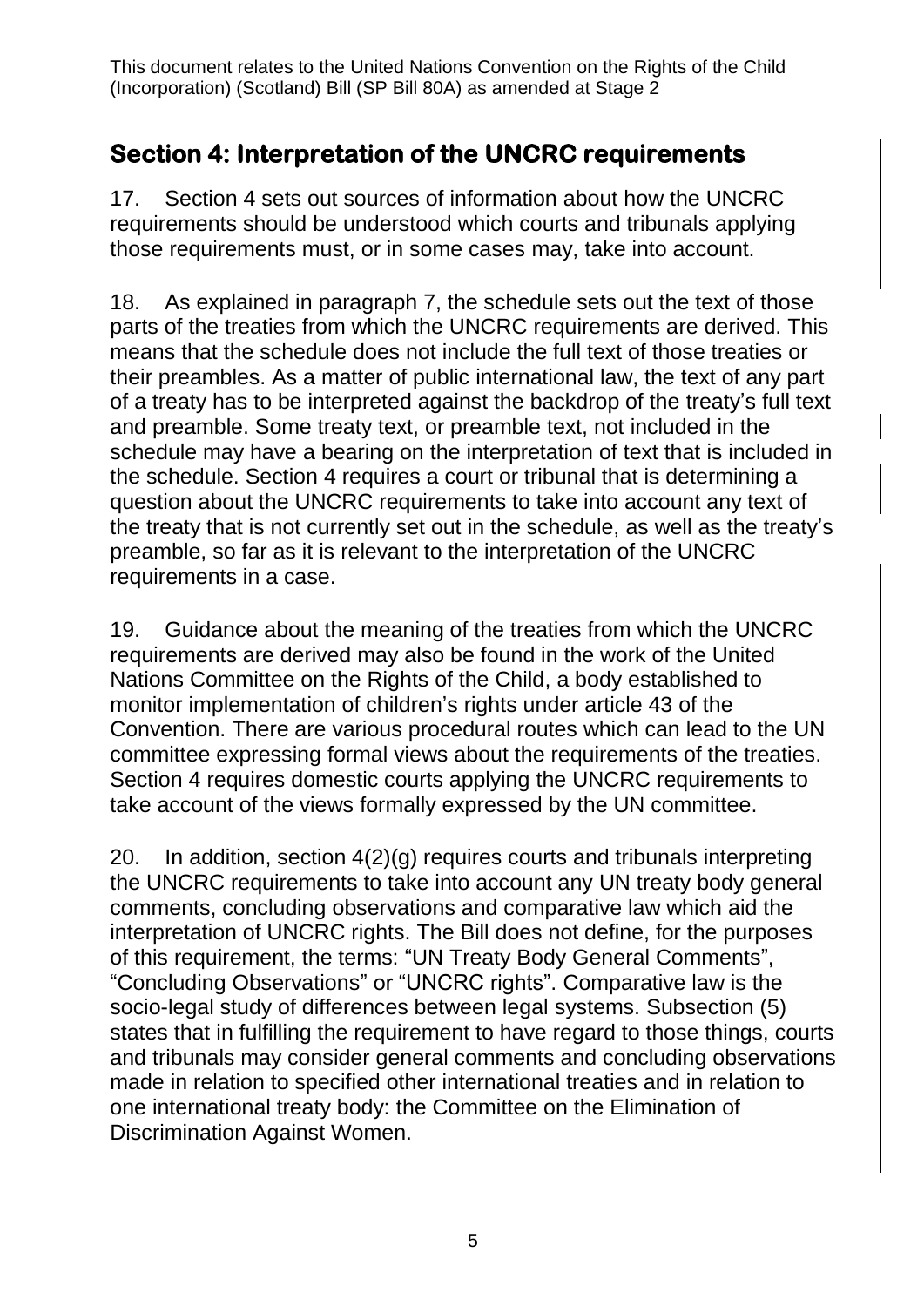## Section 4: Interpretation of the UNCRC requirements

17. Section 4 sets out sources of information about how the UNCRC requirements should be understood which courts and tribunals applying those requirements must, or in some cases may, take into account.

18. As explained in paragraph 7, the schedule sets out the text of those parts of the treaties from which the UNCRC requirements are derived. This means that the schedule does not include the full text of those treaties or their preambles. As a matter of public international law, the text of any part of a treaty has to be interpreted against the backdrop of the treaty's full text and preamble. Some treaty text, or preamble text, not included in the schedule may have a bearing on the interpretation of text that is included in the schedule. Section 4 requires a court or tribunal that is determining a question about the UNCRC requirements to take into account any text of the treaty that is not currently set out in the schedule, as well as the treaty's preamble, so far as it is relevant to the interpretation of the UNCRC requirements in a case.

19. Guidance about the meaning of the treaties from which the UNCRC requirements are derived may also be found in the work of the United Nations Committee on the Rights of the Child, a body established to monitor implementation of children's rights under article 43 of the Convention. There are various procedural routes which can lead to the UN committee expressing formal views about the requirements of the treaties. Section 4 requires domestic courts applying the UNCRC requirements to take account of the views formally expressed by the UN committee.

20. In addition, section 4(2)(g) requires courts and tribunals interpreting the UNCRC requirements to take into account any UN treaty body general comments, concluding observations and comparative law which aid the interpretation of UNCRC rights. The Bill does not define, for the purposes of this requirement, the terms: "UN Treaty Body General Comments", "Concluding Observations" or "UNCRC rights". Comparative law is the socio-legal study of differences between legal systems. Subsection (5) states that in fulfilling the requirement to have regard to those things, courts and tribunals may consider general comments and concluding observations made in relation to specified other international treaties and in relation to one international treaty body: the Committee on the Elimination of Discrimination Against Women.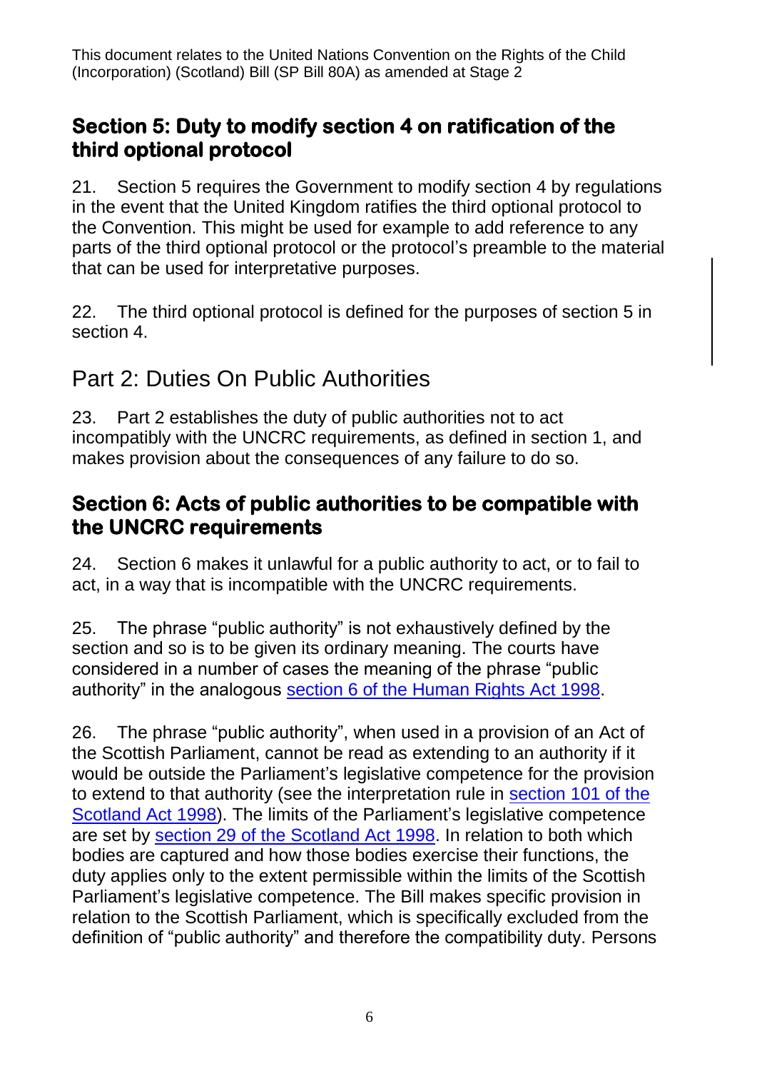## Section 5: Duty to modify section 4 on ratification of the third optional protocol

21. Section 5 requires the Government to modify section 4 by regulations in the event that the United Kingdom ratifies the third optional protocol to the Convention. This might be used for example to add reference to any parts of the third optional protocol or the protocol's preamble to the material that can be used for interpretative purposes.

22. The third optional protocol is defined for the purposes of section 5 in section 4.

# Part 2: Duties On Public Authorities

23. Part 2 establishes the duty of public authorities not to act incompatibly with the UNCRC requirements, as defined in section 1, and makes provision about the consequences of any failure to do so.

## Section 6: Acts of public authorities to be compatible with the UNCRC requirements

24. Section 6 makes it unlawful for a public authority to act, or to fail to act, in a way that is incompatible with the UNCRC requirements.

25. The phrase "public authority" is not exhaustively defined by the section and so is to be given its ordinary meaning. The courts have considered in a number of cases the meaning of the phrase "public authority" in the analogous section 6 of the Human Rights Act 1998.

26. The phrase "public authority", when used in a provision of an Act of the Scottish Parliament, cannot be read as extending to an authority if it would be outside the Parliament's legislative competence for the provision to extend to that authority (see the interpretation rule in section 101 of the Scotland Act 1998). The limits of the Parliament's legislative competence are set by section 29 of the Scotland Act 1998. In relation to both which bodies are captured and how those bodies exercise their functions, the duty applies only to the extent permissible within the limits of the Scottish Parliament's legislative competence. The Bill makes specific provision in relation to the Scottish Parliament, which is specifically excluded from the definition of "public authority" and therefore the compatibility duty. Persons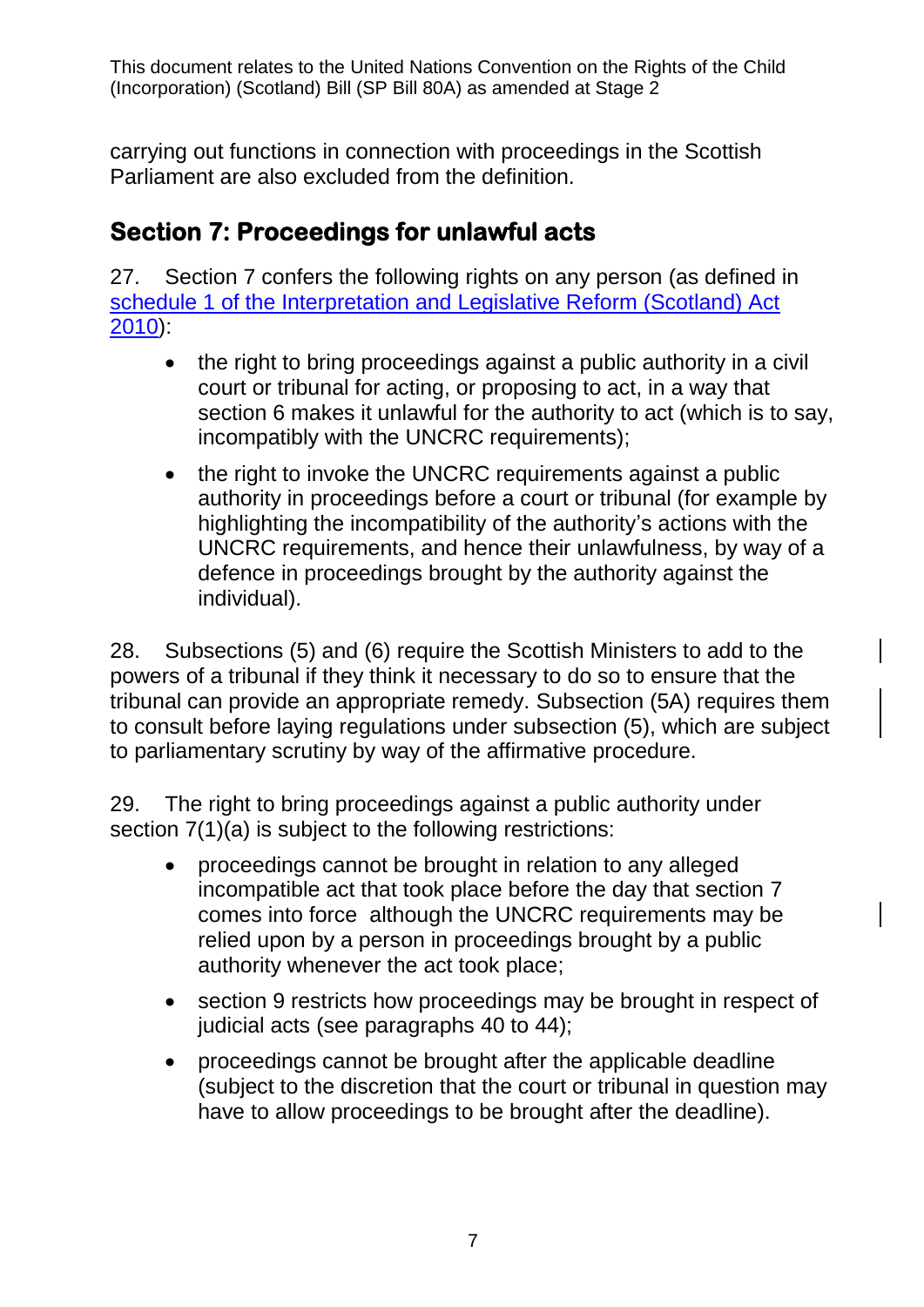carrying out functions in connection with proceedings in the Scottish Parliament are also excluded from the definition.

## Section 7: Proceedings for unlawful acts

27. Section 7 confers the following rights on any person (as defined in [schedule 1 of the Interpretation and Legislative Reform (Scotland) Act 2010](#)):

- the right to bring proceedings against a public authority in a civil court or tribunal for acting, or proposing to act, in a way that section 6 makes it unlawful for the authority to act (which is to say, incompatibly with the UNCRC requirements);
- the right to invoke the UNCRC requirements against a public authority in proceedings before a court or tribunal (for example by highlighting the incompatibility of the authority's actions with the UNCRC requirements, and hence their unlawfulness, by way of a defence in proceedings brought by the authority against the individual).

28. Subsections (5) and (6) require the Scottish Ministers to add to the powers of a tribunal if they think it necessary to do so to ensure that the tribunal can provide an appropriate remedy. Subsection (5A) requires them to consult before laying regulations under subsection (5), which are subject to parliamentary scrutiny by way of the affirmative procedure.

29. The right to bring proceedings against a public authority under section 7(1)(a) is subject to the following restrictions:

- proceedings cannot be brought in relation to any alleged incompatible act that took place before the day that section 7 comes into force although the UNCRC requirements may be relied upon by a person in proceedings brought by a public authority whenever the act took place;
- section 9 restricts how proceedings may be brought in respect of judicial acts (see paragraphs 40 to 44);
- proceedings cannot be brought after the applicable deadline (subject to the discretion that the court or tribunal in question may have to allow proceedings to be brought after the deadline).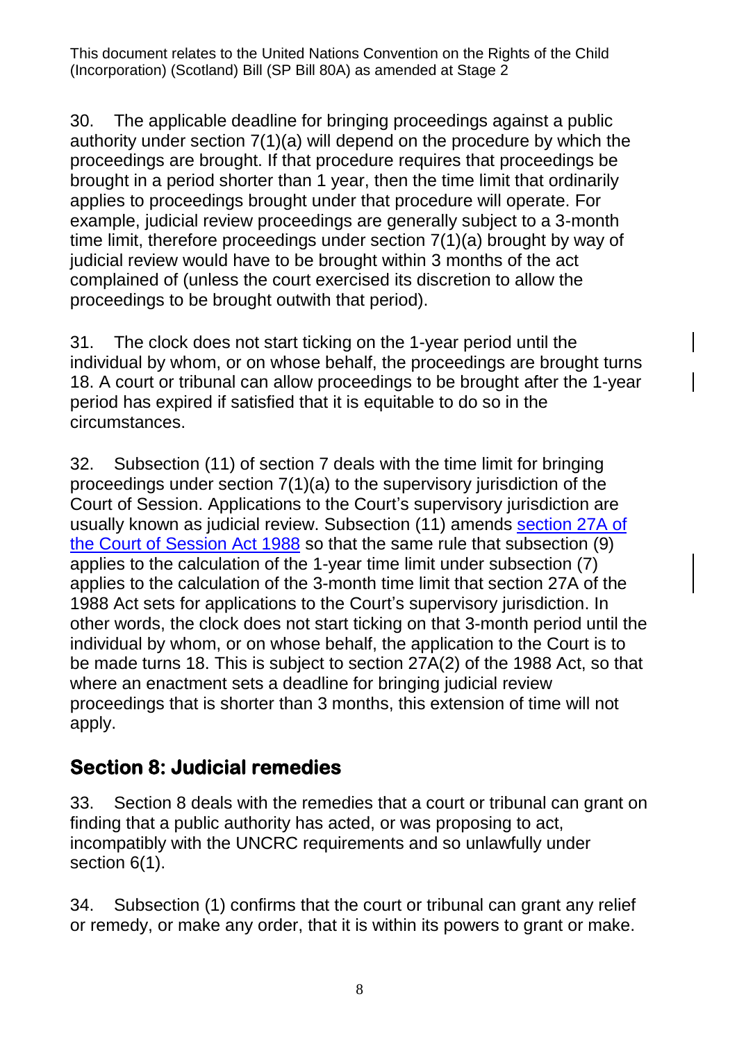30. The applicable deadline for bringing proceedings against a public authority under section 7(1)(a) will depend on the procedure by which the proceedings are brought. If that procedure requires that proceedings be brought in a period shorter than 1 year, then the time limit that ordinarily applies to proceedings brought under that procedure will operate. For example, judicial review proceedings are generally subject to a 3-month time limit, therefore proceedings under section 7(1)(a) brought by way of judicial review would have to be brought within 3 months of the act complained of (unless the court exercised its discretion to allow the proceedings to be brought outwith that period).

31. The clock does not start ticking on the 1-year period until the individual by whom, or on whose behalf, the proceedings are brought turns 18. A court or tribunal can allow proceedings to be brought after the 1-year period has expired if satisfied that it is equitable to do so in the circumstances.

32. Subsection (11) of section 7 deals with the time limit for bringing proceedings under section 7(1)(a) to the supervisory jurisdiction of the Court of Session. Applications to the Court's supervisory jurisdiction are usually known as judicial review. Subsection (11) amends [section 27A of the Court of Session Act 1988]() so that the same rule that subsection (9) applies to the calculation of the 1-year time limit under subsection (7) applies to the calculation of the 3-month time limit that section 27A of the 1988 Act sets for applications to the Court's supervisory jurisdiction. In other words, the clock does not start ticking on that 3-month period until the individual by whom, or on whose behalf, the application to the Court is to be made turns 18. This is subject to section 27A(2) of the 1988 Act, so that where an enactment sets a deadline for bringing judicial review proceedings that is shorter than 3 months, this extension of time will not apply.

## Section 8: Judicial remedies

33. Section 8 deals with the remedies that a court or tribunal can grant on finding that a public authority has acted, or was proposing to act, incompatibly with the UNCRC requirements and so unlawfully under section 6(1).

34. Subsection (1) confirms that the court or tribunal can grant any relief or remedy, or make any order, that it is within its powers to grant or make.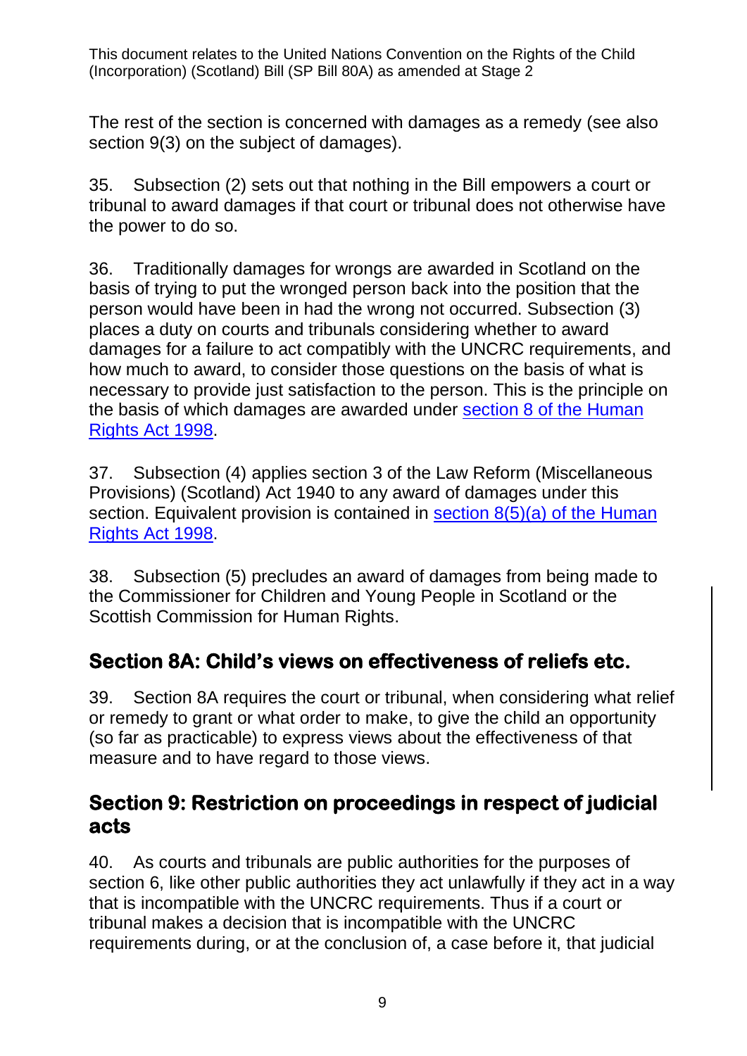The rest of the section is concerned with damages as a remedy (see also section 9(3) on the subject of damages).

35. Subsection (2) sets out that nothing in the Bill empowers a court or tribunal to award damages if that court or tribunal does not otherwise have the power to do so.

36. Traditionally damages for wrongs are awarded in Scotland on the basis of trying to put the wronged person back into the position that the person would have been in had the wrong not occurred. Subsection (3) places a duty on courts and tribunals considering whether to award damages for a failure to act compatibly with the UNCRC requirements, and how much to award, to consider those questions on the basis of what is necessary to provide just satisfaction to the person. This is the principle on the basis of which damages are awarded under section 8 of the Human Rights Act 1998.

37. Subsection (4) applies section 3 of the Law Reform (Miscellaneous Provisions) (Scotland) Act 1940 to any award of damages under this section. Equivalent provision is contained in section 8(5)(a) of the Human Rights Act 1998.

38. Subsection (5) precludes an award of damages from being made to the Commissioner for Children and Young People in Scotland or the Scottish Commission for Human Rights.

## Section 8A: Child's views on effectiveness of reliefs etc.

39. Section 8A requires the court or tribunal, when considering what relief or remedy to grant or what order to make, to give the child an opportunity (so far as practicable) to express views about the effectiveness of that measure and to have regard to those views.

## Section 9: Restriction on proceedings in respect of judicial acts

40. As courts and tribunals are public authorities for the purposes of section 6, like other public authorities they act unlawfully if they act in a way that is incompatible with the UNCRC requirements. Thus if a court or tribunal makes a decision that is incompatible with the UNCRC requirements during, or at the conclusion of, a case before it, that judicial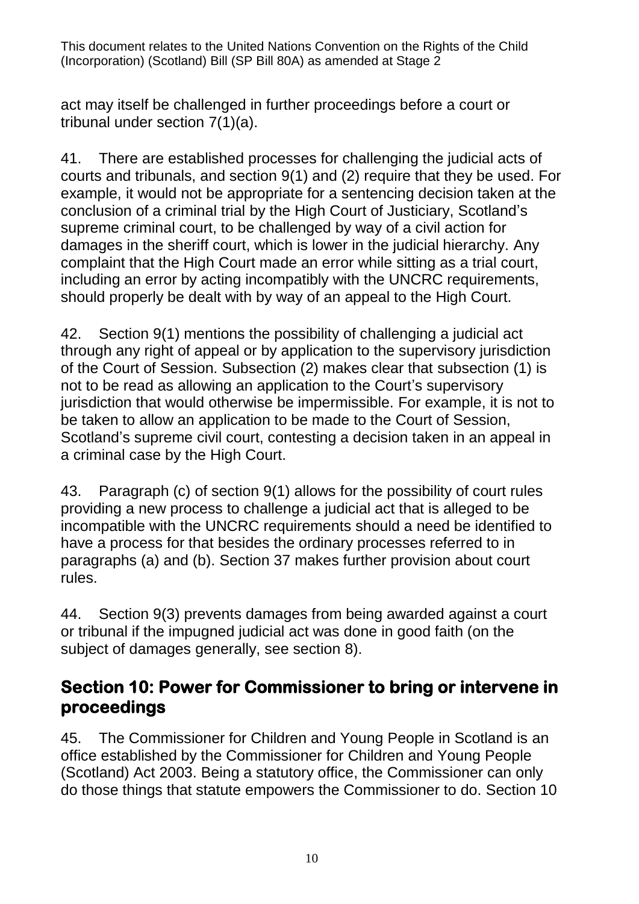act may itself be challenged in further proceedings before a court or tribunal under section 7(1)(a).

41. There are established processes for challenging the judicial acts of courts and tribunals, and section 9(1) and (2) require that they be used. For example, it would not be appropriate for a sentencing decision taken at the conclusion of a criminal trial by the High Court of Justiciary, Scotland's supreme criminal court, to be challenged by way of a civil action for damages in the sheriff court, which is lower in the judicial hierarchy. Any complaint that the High Court made an error while sitting as a trial court, including an error by acting incompatibly with the UNCRC requirements, should properly be dealt with by way of an appeal to the High Court.

42. Section 9(1) mentions the possibility of challenging a judicial act through any right of appeal or by application to the supervisory jurisdiction of the Court of Session. Subsection (2) makes clear that subsection (1) is not to be read as allowing an application to the Court's supervisory jurisdiction that would otherwise be impermissible. For example, it is not to be taken to allow an application to be made to the Court of Session, Scotland's supreme civil court, contesting a decision taken in an appeal in a criminal case by the High Court.

43. Paragraph (c) of section 9(1) allows for the possibility of court rules providing a new process to challenge a judicial act that is alleged to be incompatible with the UNCRC requirements should a need be identified to have a process for that besides the ordinary processes referred to in paragraphs (a) and (b). Section 37 makes further provision about court rules.

44. Section 9(3) prevents damages from being awarded against a court or tribunal if the impugned judicial act was done in good faith (on the subject of damages generally, see section 8).

## Section 10: Power for Commissioner to bring or intervene in proceedings

45. The Commissioner for Children and Young People in Scotland is an office established by the Commissioner for Children and Young People (Scotland) Act 2003. Being a statutory office, the Commissioner can only do those things that statute empowers the Commissioner to do. Section 10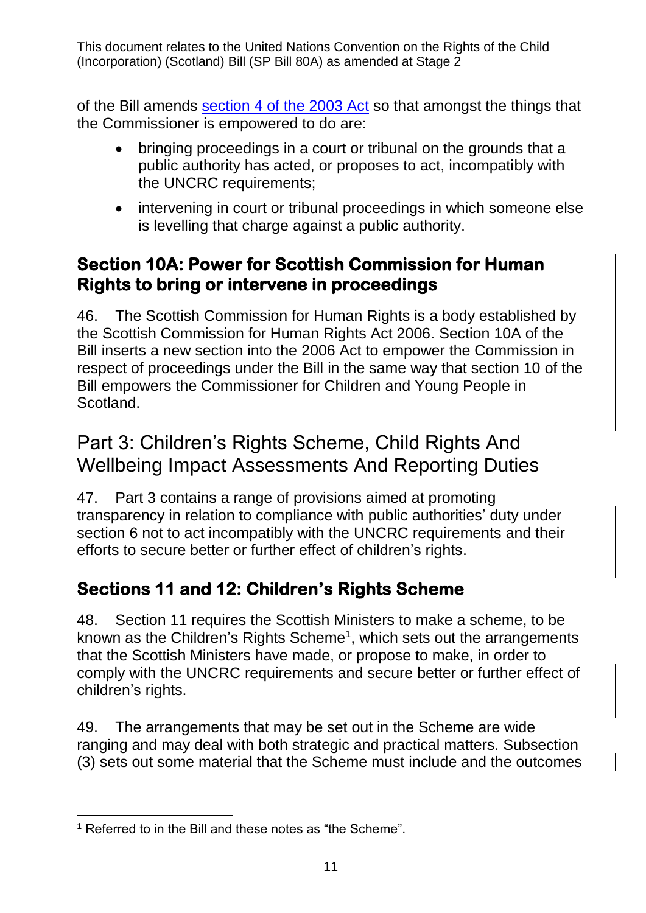of the Bill amends [section 4 of the 2003 Act](#) so that amongst the things that the Commissioner is empowered to do are:

- bringing proceedings in a court or tribunal on the grounds that a public authority has acted, or proposes to act, incompatibly with the UNCRC requirements;
- intervening in court or tribunal proceedings in which someone else is levelling that charge against a public authority.

### Section 10A: Power for Scottish Commission for Human Rights to bring or intervene in proceedings

46. The Scottish Commission for Human Rights is a body established by the Scottish Commission for Human Rights Act 2006. Section 10A of the Bill inserts a new section into the 2006 Act to empower the Commission in respect of proceedings under the Bill in the same way that section 10 of the Bill empowers the Commissioner for Children and Young People in Scotland.

## Part 3: Children's Rights Scheme, Child Rights And Wellbeing Impact Assessments And Reporting Duties

47. Part 3 contains a range of provisions aimed at promoting transparency in relation to compliance with public authorities' duty under section 6 not to act incompatibly with the UNCRC requirements and their efforts to secure better or further effect of children's rights.

### Sections 11 and 12: Children's Rights Scheme

48. Section 11 requires the Scottish Ministers to make a scheme, to be known as the Children's Rights Scheme[1], which sets out the arrangements that the Scottish Ministers have made, or propose to make, in order to comply with the UNCRC requirements and secure better or further effect of children's rights.

49. The arrangements that may be set out in the Scheme are wide ranging and may deal with both strategic and practical matters. Subsection (3) sets out some material that the Scheme must include and the outcomes

[1] Referred to in the Bill and these notes as "the Scheme".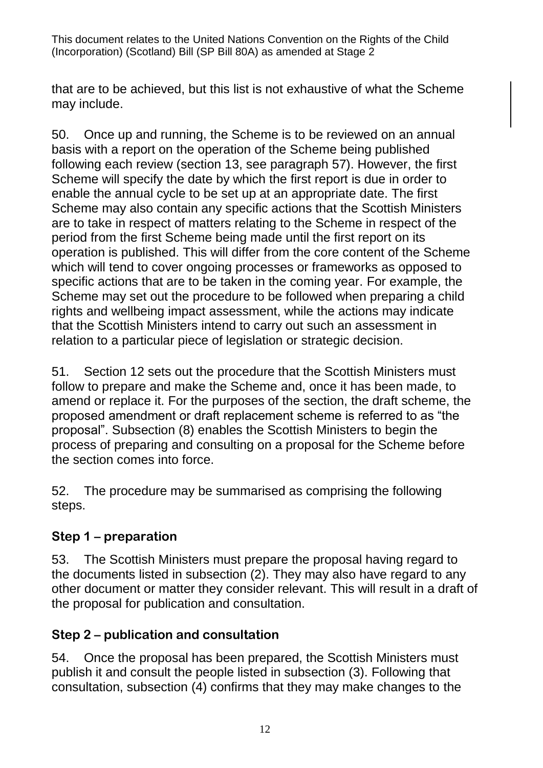that are to be achieved, but this list is not exhaustive of what the Scheme may include.

50. Once up and running, the Scheme is to be reviewed on an annual basis with a report on the operation of the Scheme being published following each review (section 13, see paragraph 57). However, the first Scheme will specify the date by which the first report is due in order to enable the annual cycle to be set up at an appropriate date. The first Scheme may also contain any specific actions that the Scottish Ministers are to take in respect of matters relating to the Scheme in respect of the period from the first Scheme being made until the first report on its operation is published. This will differ from the core content of the Scheme which will tend to cover ongoing processes or frameworks as opposed to specific actions that are to be taken in the coming year. For example, the Scheme may set out the procedure to be followed when preparing a child rights and wellbeing impact assessment, while the actions may indicate that the Scottish Ministers intend to carry out such an assessment in relation to a particular piece of legislation or strategic decision.

51. Section 12 sets out the procedure that the Scottish Ministers must follow to prepare and make the Scheme and, once it has been made, to amend or replace it. For the purposes of the section, the draft scheme, the proposed amendment or draft replacement scheme is referred to as "the proposal". Subsection (8) enables the Scottish Ministers to begin the process of preparing and consulting on a proposal for the Scheme before the section comes into force.

52. The procedure may be summarised as comprising the following steps.

### Step 1 – preparation

53. The Scottish Ministers must prepare the proposal having regard to the documents listed in subsection (2). They may also have regard to any other document or matter they consider relevant. This will result in a draft of the proposal for publication and consultation.

### Step 2 – publication and consultation

54. Once the proposal has been prepared, the Scottish Ministers must publish it and consult the people listed in subsection (3). Following that consultation, subsection (4) confirms that they may make changes to the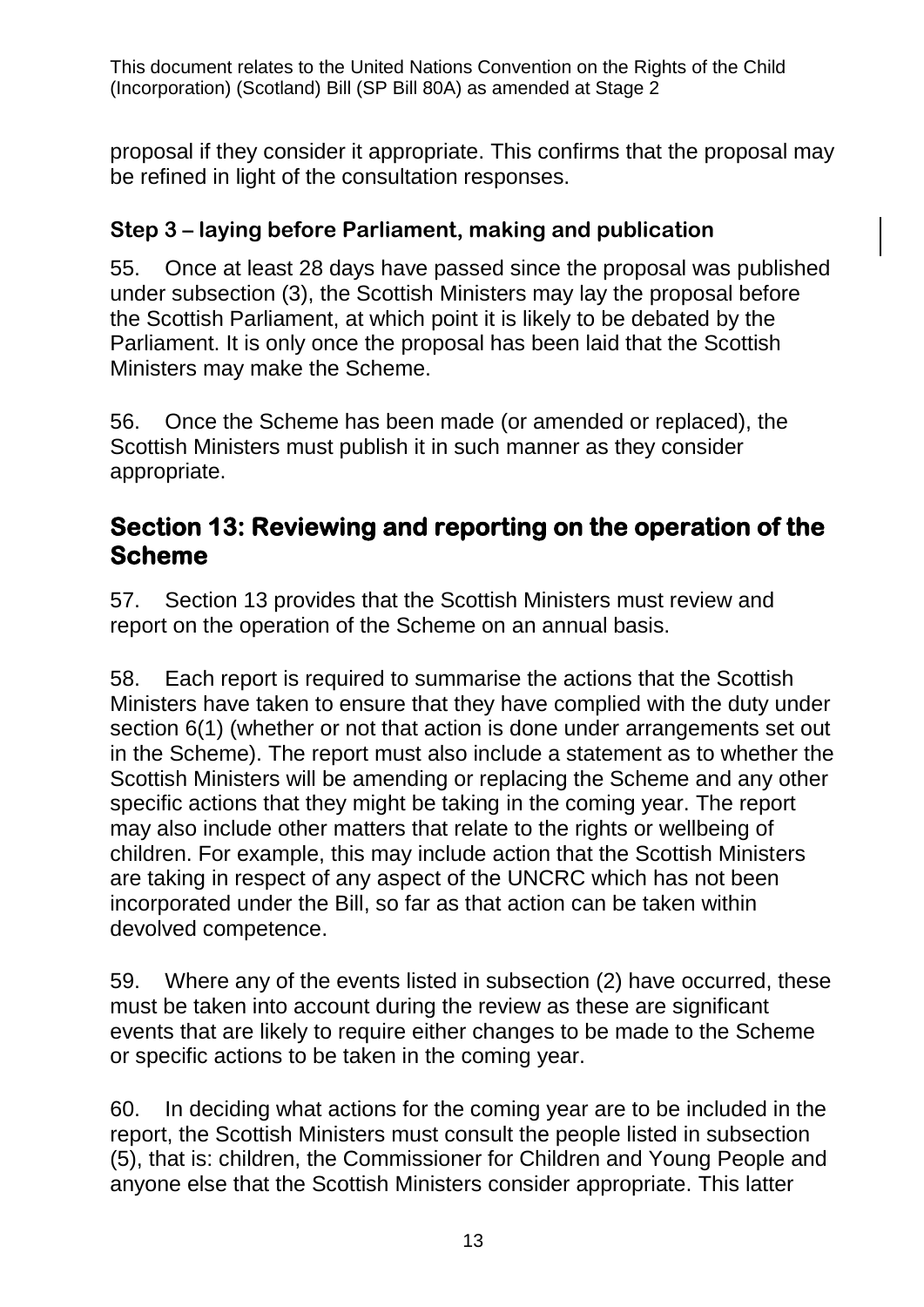proposal if they consider it appropriate. This confirms that the proposal may be refined in light of the consultation responses.

### Step 3 – laying before Parliament, making and publication

55. Once at least 28 days have passed since the proposal was published under subsection (3), the Scottish Ministers may lay the proposal before the Scottish Parliament, at which point it is likely to be debated by the Parliament. It is only once the proposal has been laid that the Scottish Ministers may make the Scheme.

56. Once the Scheme has been made (or amended or replaced), the Scottish Ministers must publish it in such manner as they consider appropriate.

## Section 13: Reviewing and reporting on the operation of the Scheme

57. Section 13 provides that the Scottish Ministers must review and report on the operation of the Scheme on an annual basis.

58. Each report is required to summarise the actions that the Scottish Ministers have taken to ensure that they have complied with the duty under section 6(1) (whether or not that action is done under arrangements set out in the Scheme). The report must also include a statement as to whether the Scottish Ministers will be amending or replacing the Scheme and any other specific actions that they might be taking in the coming year. The report may also include other matters that relate to the rights or wellbeing of children. For example, this may include action that the Scottish Ministers are taking in respect of any aspect of the UNCRC which has not been incorporated under the Bill, so far as that action can be taken within devolved competence.

59. Where any of the events listed in subsection (2) have occurred, these must be taken into account during the review as these are significant events that are likely to require either changes to be made to the Scheme or specific actions to be taken in the coming year.

60. In deciding what actions for the coming year are to be included in the report, the Scottish Ministers must consult the people listed in subsection (5), that is: children, the Commissioner for Children and Young People and anyone else that the Scottish Ministers consider appropriate. This latter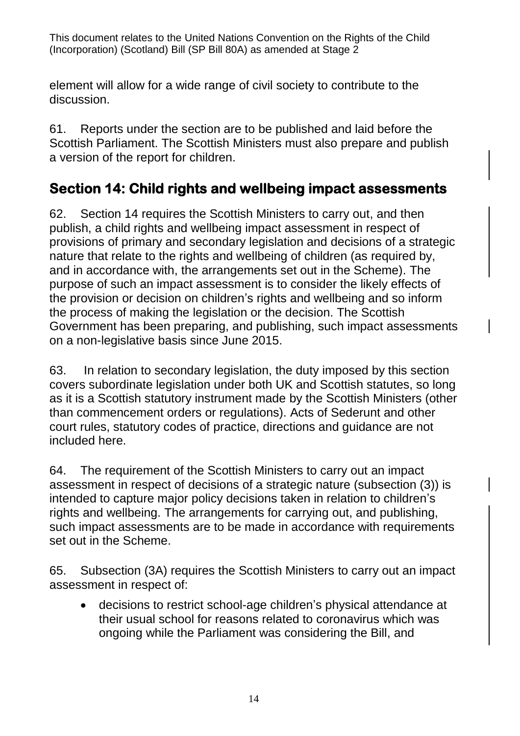element will allow for a wide range of civil society to contribute to the discussion.

61. Reports under the section are to be published and laid before the Scottish Parliament. The Scottish Ministers must also prepare and publish a version of the report for children.

## Section 14: Child rights and wellbeing impact assessments

62. Section 14 requires the Scottish Ministers to carry out, and then publish, a child rights and wellbeing impact assessment in respect of provisions of primary and secondary legislation and decisions of a strategic nature that relate to the rights and wellbeing of children (as required by, and in accordance with, the arrangements set out in the Scheme). The purpose of such an impact assessment is to consider the likely effects of the provision or decision on children's rights and wellbeing and so inform the process of making the legislation or the decision. The Scottish Government has been preparing, and publishing, such impact assessments on a non-legislative basis since June 2015.

63. In relation to secondary legislation, the duty imposed by this section covers subordinate legislation under both UK and Scottish statutes, so long as it is a Scottish statutory instrument made by the Scottish Ministers (other than commencement orders or regulations). Acts of Sederunt and other court rules, statutory codes of practice, directions and guidance are not included here.

64. The requirement of the Scottish Ministers to carry out an impact assessment in respect of decisions of a strategic nature (subsection (3)) is intended to capture major policy decisions taken in relation to children's rights and wellbeing. The arrangements for carrying out, and publishing, such impact assessments are to be made in accordance with requirements set out in the Scheme.

65. Subsection (3A) requires the Scottish Ministers to carry out an impact assessment in respect of:

- decisions to restrict school-age children's physical attendance at their usual school for reasons related to coronavirus which was ongoing while the Parliament was considering the Bill, and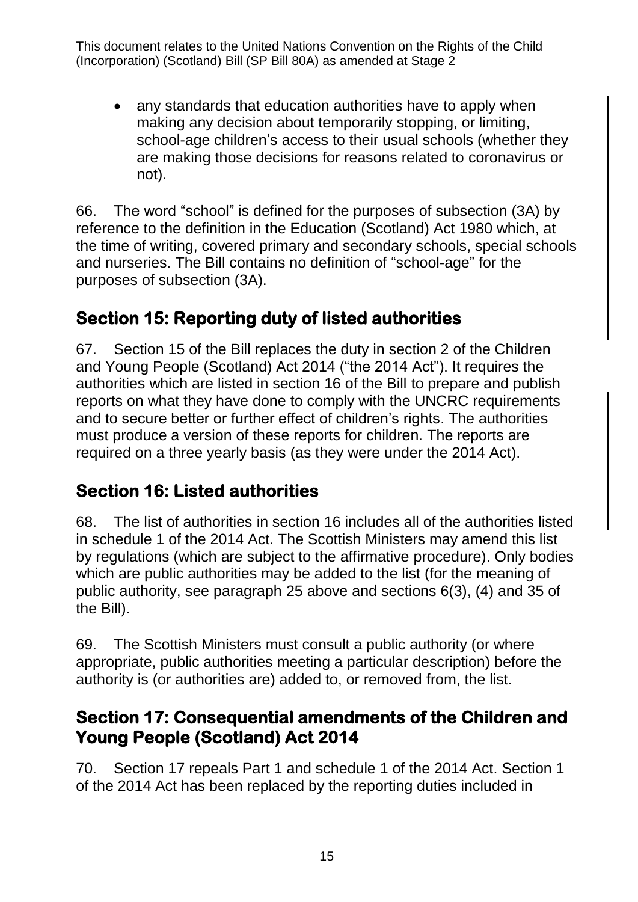- any standards that education authorities have to apply when making any decision about temporarily stopping, or limiting, school-age children's access to their usual schools (whether they are making those decisions for reasons related to coronavirus or not).

66. The word "school" is defined for the purposes of subsection (3A) by reference to the definition in the Education (Scotland) Act 1980 which, at the time of writing, covered primary and secondary schools, special schools and nurseries. The Bill contains no definition of "school-age" for the purposes of subsection (3A).

## Section 15: Reporting duty of listed authorities

67. Section 15 of the Bill replaces the duty in section 2 of the Children and Young People (Scotland) Act 2014 ("the 2014 Act"). It requires the authorities which are listed in section 16 of the Bill to prepare and publish reports on what they have done to comply with the UNCRC requirements and to secure better or further effect of children's rights. The authorities must produce a version of these reports for children. The reports are required on a three yearly basis (as they were under the 2014 Act).

## Section 16: Listed authorities

68. The list of authorities in section 16 includes all of the authorities listed in schedule 1 of the 2014 Act. The Scottish Ministers may amend this list by regulations (which are subject to the affirmative procedure). Only bodies which are public authorities may be added to the list (for the meaning of public authority, see paragraph 25 above and sections 6(3), (4) and 35 of the Bill).

69. The Scottish Ministers must consult a public authority (or where appropriate, public authorities meeting a particular description) before the authority is (or authorities are) added to, or removed from, the list.

## Section 17: Consequential amendments of the Children and Young People (Scotland) Act 2014

70. Section 17 repeals Part 1 and schedule 1 of the 2014 Act. Section 1 of the 2014 Act has been replaced by the reporting duties included in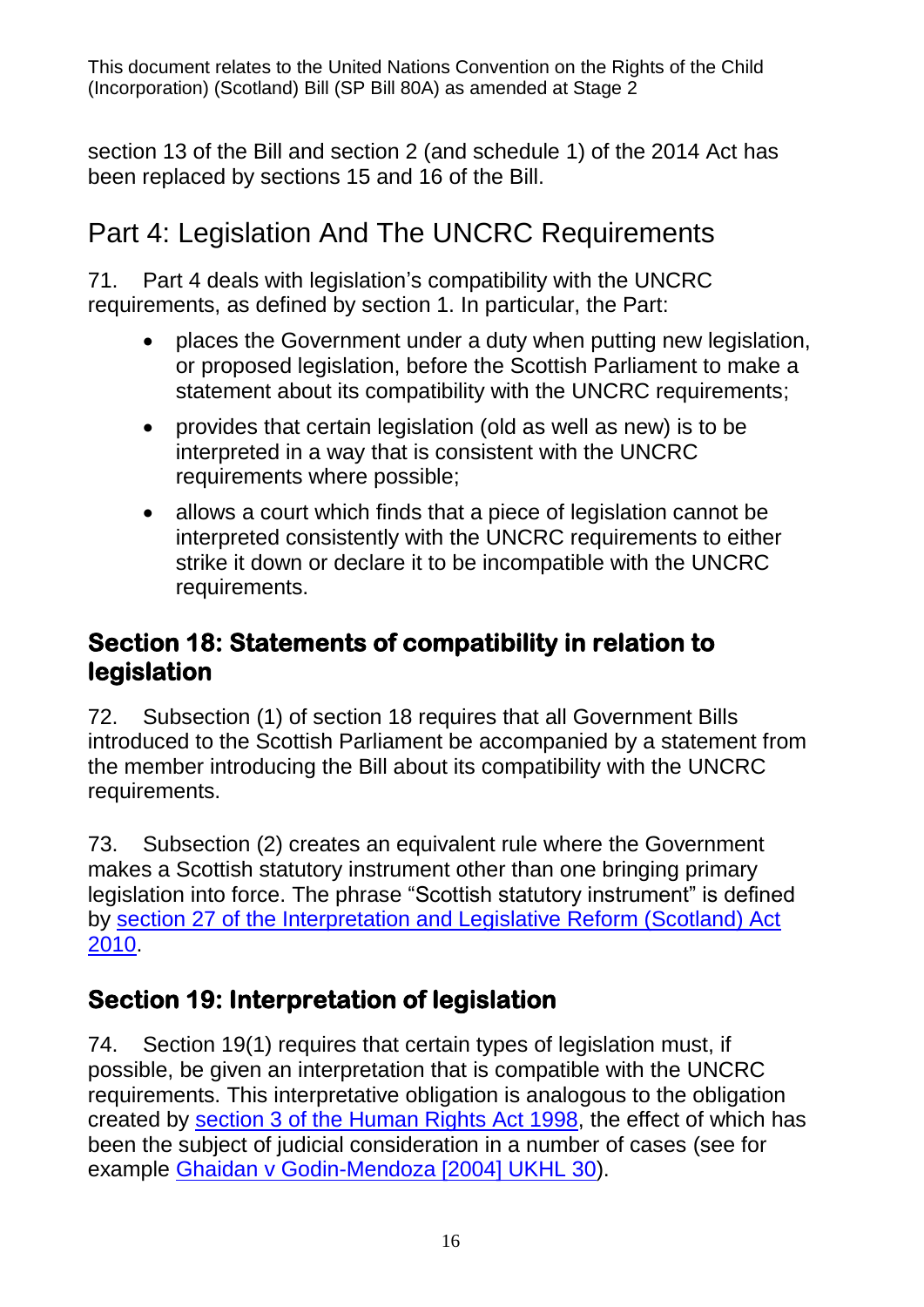section 13 of the Bill and section 2 (and schedule 1) of the 2014 Act has been replaced by sections 15 and 16 of the Bill.

## Part 4: Legislation And The UNCRC Requirements

71. Part 4 deals with legislation's compatibility with the UNCRC requirements, as defined by section 1. In particular, the Part:

- places the Government under a duty when putting new legislation, or proposed legislation, before the Scottish Parliament to make a statement about its compatibility with the UNCRC requirements;
- provides that certain legislation (old as well as new) is to be interpreted in a way that is consistent with the UNCRC requirements where possible;
- allows a court which finds that a piece of legislation cannot be interpreted consistently with the UNCRC requirements to either strike it down or declare it to be incompatible with the UNCRC requirements.

### Section 18: Statements of compatibility in relation to legislation

72. Subsection (1) of section 18 requires that all Government Bills introduced to the Scottish Parliament be accompanied by a statement from the member introducing the Bill about its compatibility with the UNCRC requirements.

73. Subsection (2) creates an equivalent rule where the Government makes a Scottish statutory instrument other than one bringing primary legislation into force. The phrase "Scottish statutory instrument" is defined by section 27 of the Interpretation and Legislative Reform (Scotland) Act 2010.

### Section 19: Interpretation of legislation

74. Section 19(1) requires that certain types of legislation must, if possible, be given an interpretation that is compatible with the UNCRC requirements. This interpretative obligation is analogous to the obligation created by section 3 of the Human Rights Act 1998, the effect of which has been the subject of judicial consideration in a number of cases (see for example Ghaidan v Godin-Mendoza [2004] UKHL 30).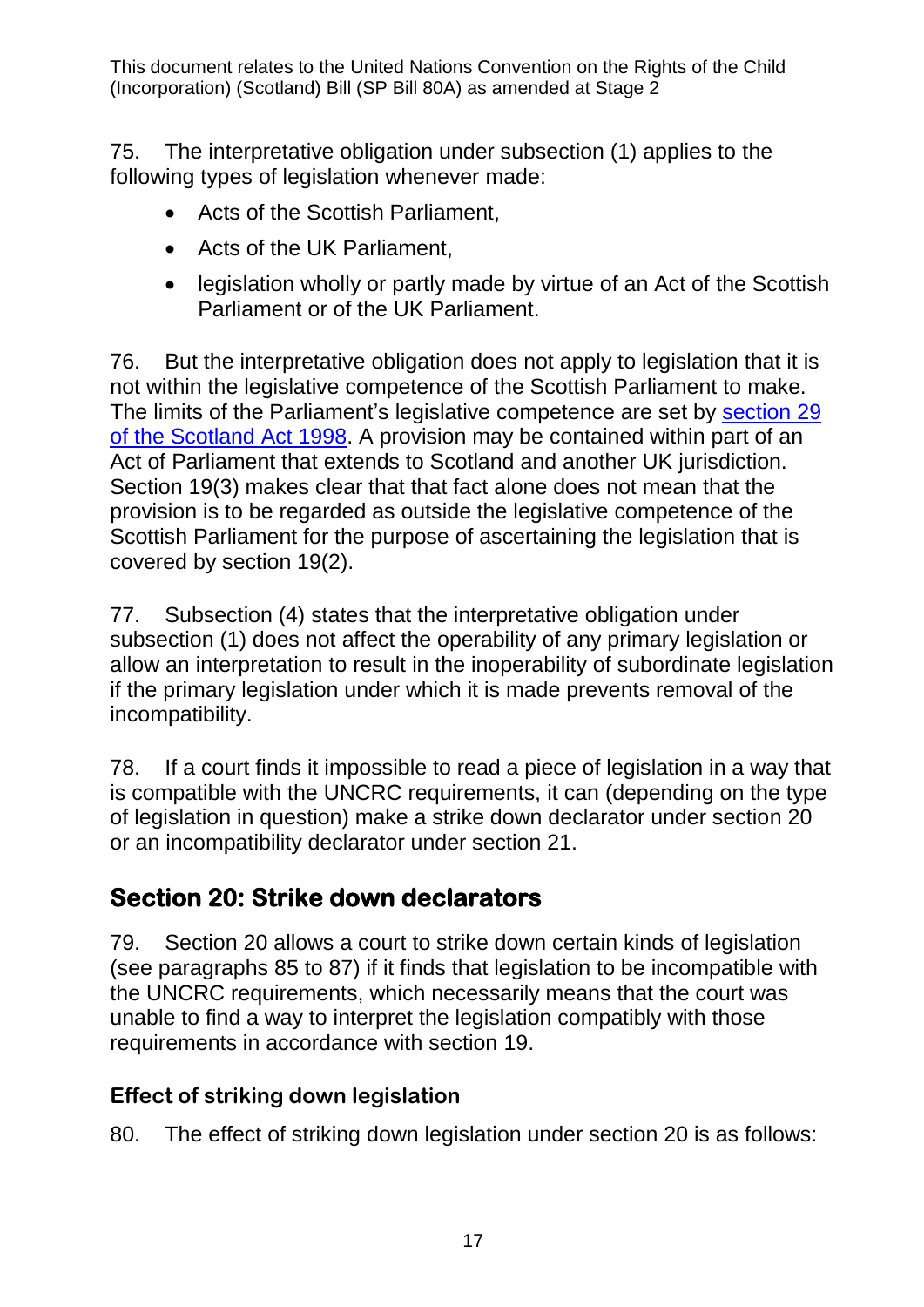75. The interpretative obligation under subsection (1) applies to the following types of legislation whenever made:

- Acts of the Scottish Parliament,
- Acts of the UK Parliament,
- legislation wholly or partly made by virtue of an Act of the Scottish Parliament or of the UK Parliament.

76. But the interpretative obligation does not apply to legislation that it is not within the legislative competence of the Scottish Parliament to make. The limits of the Parliament's legislative competence are set by section 29 of the Scotland Act 1998. A provision may be contained within part of an Act of Parliament that extends to Scotland and another UK jurisdiction. Section 19(3) makes clear that that fact alone does not mean that the provision is to be regarded as outside the legislative competence of the Scottish Parliament for the purpose of ascertaining the legislation that is covered by section 19(2).

77. Subsection (4) states that the interpretative obligation under subsection (1) does not affect the operability of any primary legislation or allow an interpretation to result in the inoperability of subordinate legislation if the primary legislation under which it is made prevents removal of the incompatibility.

78. If a court finds it impossible to read a piece of legislation in a way that is compatible with the UNCRC requirements, it can (depending on the type of legislation in question) make a strike down declarator under section 20 or an incompatibility declarator under section 21.

## Section 20: Strike down declarators

79. Section 20 allows a court to strike down certain kinds of legislation (see paragraphs 85 to 87) if it finds that legislation to be incompatible with the UNCRC requirements, which necessarily means that the court was unable to find a way to interpret the legislation compatibly with those requirements in accordance with section 19.

### Effect of striking down legislation

80. The effect of striking down legislation under section 20 is as follows: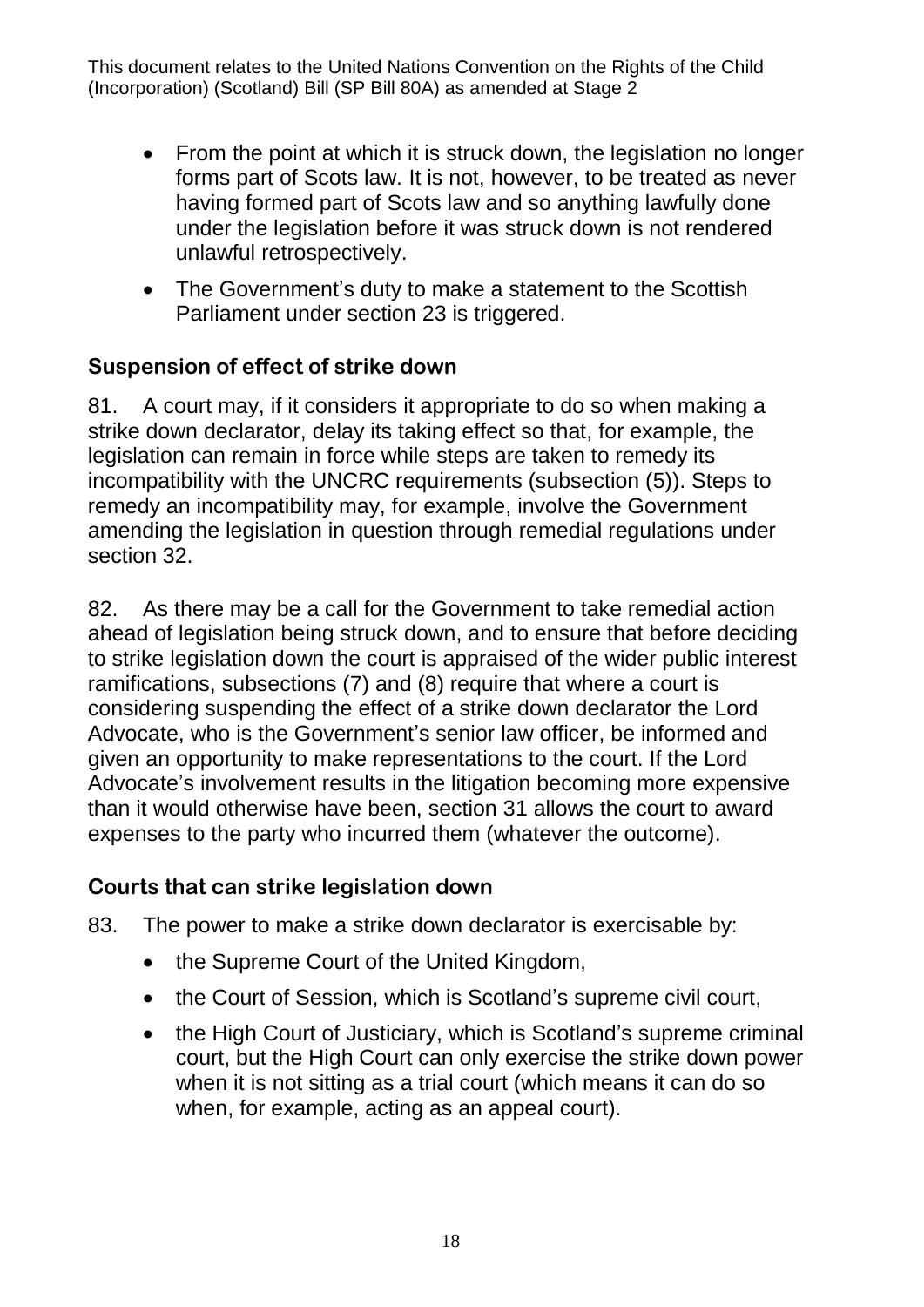- From the point at which it is struck down, the legislation no longer forms part of Scots law. It is not, however, to be treated as never having formed part of Scots law and so anything lawfully done under the legislation before it was struck down is not rendered unlawful retrospectively.
- The Government's duty to make a statement to the Scottish Parliament under section 23 is triggered.

### Suspension of effect of strike down

81. A court may, if it considers it appropriate to do so when making a strike down declarator, delay its taking effect so that, for example, the legislation can remain in force while steps are taken to remedy its incompatibility with the UNCRC requirements (subsection (5)). Steps to remedy an incompatibility may, for example, involve the Government amending the legislation in question through remedial regulations under section 32.

82. As there may be a call for the Government to take remedial action ahead of legislation being struck down, and to ensure that before deciding to strike legislation down the court is appraised of the wider public interest ramifications, subsections (7) and (8) require that where a court is considering suspending the effect of a strike down declarator the Lord Advocate, who is the Government's senior law officer, be informed and given an opportunity to make representations to the court. If the Lord Advocate's involvement results in the litigation becoming more expensive than it would otherwise have been, section 31 allows the court to award expenses to the party who incurred them (whatever the outcome).

### Courts that can strike legislation down

83. The power to make a strike down declarator is exercisable by:

- the Supreme Court of the United Kingdom,
- the Court of Session, which is Scotland's supreme civil court,
- the High Court of Justiciary, which is Scotland's supreme criminal court, but the High Court can only exercise the strike down power when it is not sitting as a trial court (which means it can do so when, for example, acting as an appeal court).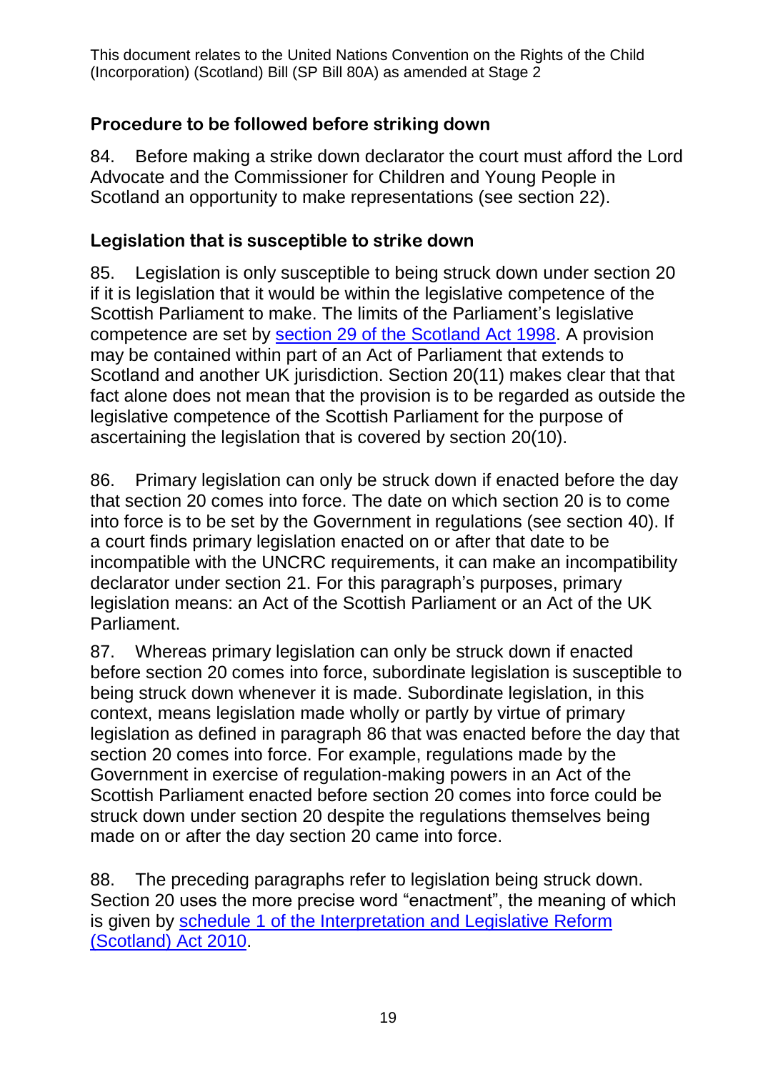## Procedure to be followed before striking down

84. Before making a strike down declarator the court must afford the Lord Advocate and the Commissioner for Children and Young People in Scotland an opportunity to make representations (see section 22).

## Legislation that is susceptible to strike down

85. Legislation is only susceptible to being struck down under section 20 if it is legislation that it would be within the legislative competence of the Scottish Parliament to make. The limits of the Parliament's legislative competence are set by [section 29 of the Scotland Act 1998](). A provision may be contained within part of an Act of Parliament that extends to Scotland and another UK jurisdiction. Section 20(11) makes clear that that fact alone does not mean that the provision is to be regarded as outside the legislative competence of the Scottish Parliament for the purpose of ascertaining the legislation that is covered by section 20(10).

86. Primary legislation can only be struck down if enacted before the day that section 20 comes into force. The date on which section 20 is to come into force is to be set by the Government in regulations (see section 40). If a court finds primary legislation enacted on or after that date to be incompatible with the UNCRC requirements, it can make an incompatibility declarator under section 21. For this paragraph's purposes, primary legislation means: an Act of the Scottish Parliament or an Act of the UK Parliament.

87. Whereas primary legislation can only be struck down if enacted before section 20 comes into force, subordinate legislation is susceptible to being struck down whenever it is made. Subordinate legislation, in this context, means legislation made wholly or partly by virtue of primary legislation as defined in paragraph 86 that was enacted before the day that section 20 comes into force. For example, regulations made by the Government in exercise of regulation-making powers in an Act of the Scottish Parliament enacted before section 20 comes into force could be struck down under section 20 despite the regulations themselves being made on or after the day section 20 came into force.

88. The preceding paragraphs refer to legislation being struck down. Section 20 uses the more precise word "enactment", the meaning of which is given by [schedule 1 of the Interpretation and Legislative Reform (Scotland) Act 2010]().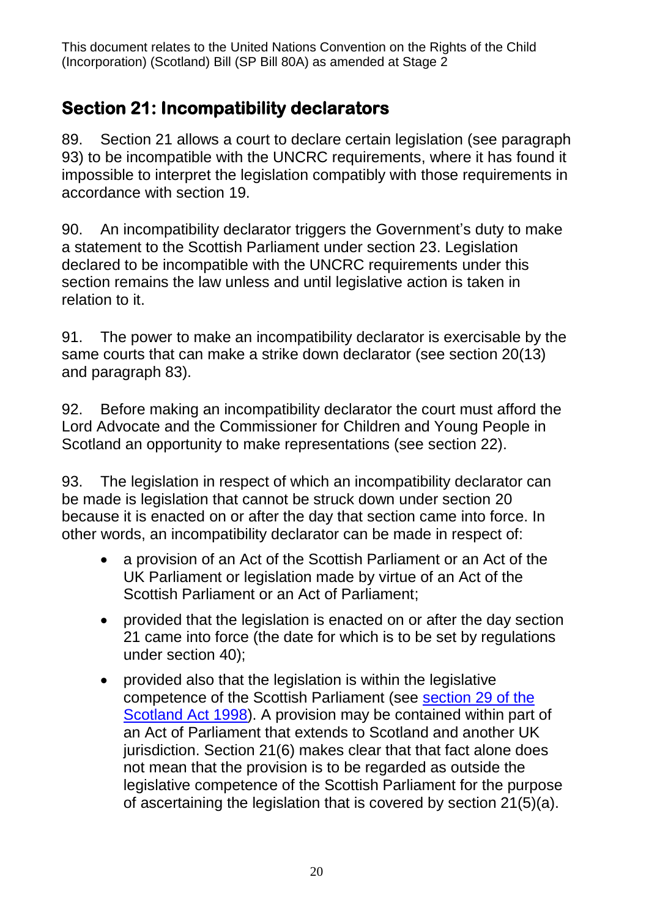## Section 21: Incompatibility declarators

89. Section 21 allows a court to declare certain legislation (see paragraph 93) to be incompatible with the UNCRC requirements, where it has found it impossible to interpret the legislation compatibly with those requirements in accordance with section 19.

90. An incompatibility declarator triggers the Government's duty to make a statement to the Scottish Parliament under section 23. Legislation declared to be incompatible with the UNCRC requirements under this section remains the law unless and until legislative action is taken in relation to it.

91. The power to make an incompatibility declarator is exercisable by the same courts that can make a strike down declarator (see section 20(13) and paragraph 83).

92. Before making an incompatibility declarator the court must afford the Lord Advocate and the Commissioner for Children and Young People in Scotland an opportunity to make representations (see section 22).

93. The legislation in respect of which an incompatibility declarator can be made is legislation that cannot be struck down under section 20 because it is enacted on or after the day that section came into force. In other words, an incompatibility declarator can be made in respect of:

- a provision of an Act of the Scottish Parliament or an Act of the UK Parliament or legislation made by virtue of an Act of the Scottish Parliament or an Act of Parliament;
- provided that the legislation is enacted on or after the day section 21 came into force (the date for which is to be set by regulations under section 40);
- provided also that the legislation is within the legislative competence of the Scottish Parliament (see [section 29 of the Scotland Act 1998]). A provision may be contained within part of an Act of Parliament that extends to Scotland and another UK jurisdiction. Section 21(6) makes clear that that fact alone does not mean that the provision is to be regarded as outside the legislative competence of the Scottish Parliament for the purpose of ascertaining the legislation that is covered by section 21(5)(a).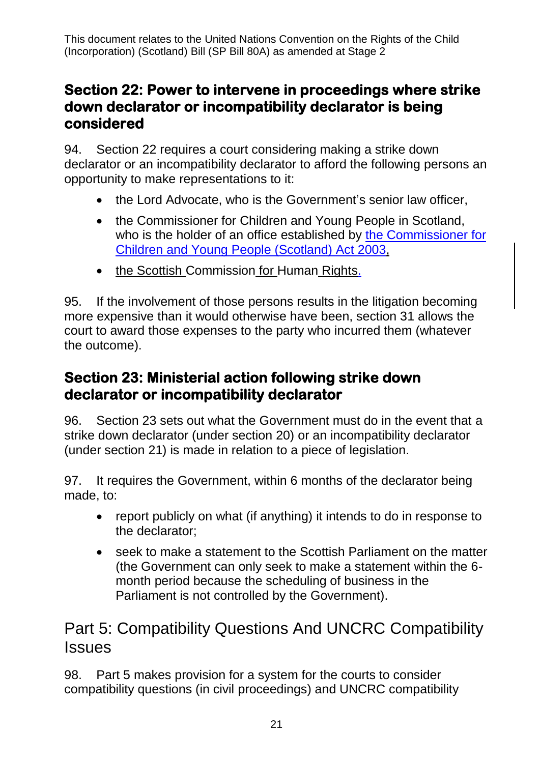## Section 22: Power to intervene in proceedings where strike down declarator or incompatibility declarator is being considered

94. Section 22 requires a court considering making a strike down declarator or an incompatibility declarator to afford the following persons an opportunity to make representations to it:

- the Lord Advocate, who is the Government's senior law officer,
- the Commissioner for Children and Young People in Scotland, who is the holder of an office established by the Commissioner for Children and Young People (Scotland) Act 2003,
- the Scottish Commission for Human Rights.

95. If the involvement of those persons results in the litigation becoming more expensive than it would otherwise have been, section 31 allows the court to award those expenses to the party who incurred them (whatever the outcome).

## Section 23: Ministerial action following strike down declarator or incompatibility declarator

96. Section 23 sets out what the Government must do in the event that a strike down declarator (under section 20) or an incompatibility declarator (under section 21) is made in relation to a piece of legislation.

97. It requires the Government, within 6 months of the declarator being made, to:

- report publicly on what (if anything) it intends to do in response to the declarator;
- seek to make a statement to the Scottish Parliament on the matter (the Government can only seek to make a statement within the 6-month period because the scheduling of business in the Parliament is not controlled by the Government).

# Part 5: Compatibility Questions And UNCRC Compatibility Issues

98. Part 5 makes provision for a system for the courts to consider compatibility questions (in civil proceedings) and UNCRC compatibility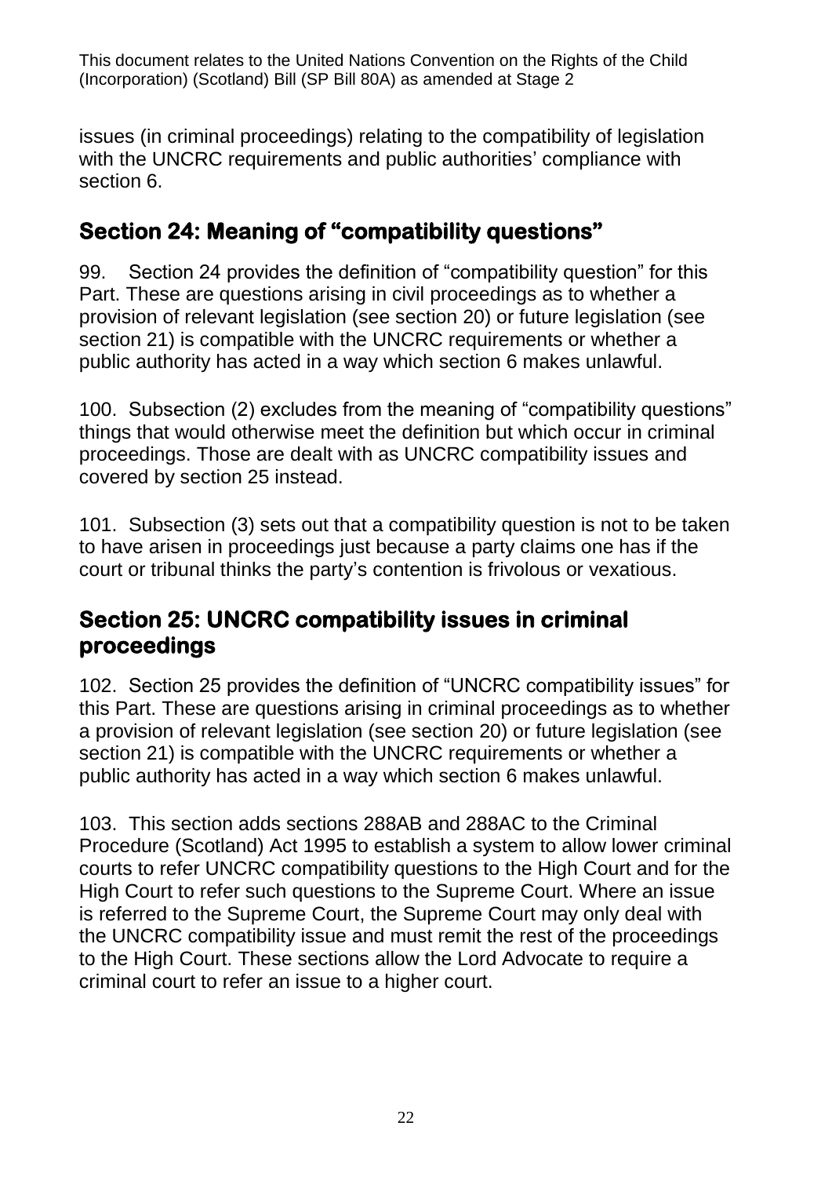issues (in criminal proceedings) relating to the compatibility of legislation with the UNCRC requirements and public authorities' compliance with section 6.

## Section 24: Meaning of "compatibility questions"

99. Section 24 provides the definition of "compatibility question" for this Part. These are questions arising in civil proceedings as to whether a provision of relevant legislation (see section 20) or future legislation (see section 21) is compatible with the UNCRC requirements or whether a public authority has acted in a way which section 6 makes unlawful.

100. Subsection (2) excludes from the meaning of "compatibility questions" things that would otherwise meet the definition but which occur in criminal proceedings. Those are dealt with as UNCRC compatibility issues and covered by section 25 instead.

101. Subsection (3) sets out that a compatibility question is not to be taken to have arisen in proceedings just because a party claims one has if the court or tribunal thinks the party's contention is frivolous or vexatious.

## Section 25: UNCRC compatibility issues in criminal proceedings

102. Section 25 provides the definition of "UNCRC compatibility issues" for this Part. These are questions arising in criminal proceedings as to whether a provision of relevant legislation (see section 20) or future legislation (see section 21) is compatible with the UNCRC requirements or whether a public authority has acted in a way which section 6 makes unlawful.

103. This section adds sections 288AB and 288AC to the Criminal Procedure (Scotland) Act 1995 to establish a system to allow lower criminal courts to refer UNCRC compatibility questions to the High Court and for the High Court to refer such questions to the Supreme Court. Where an issue is referred to the Supreme Court, the Supreme Court may only deal with the UNCRC compatibility issue and must remit the rest of the proceedings to the High Court. These sections allow the Lord Advocate to require a criminal court to refer an issue to a higher court.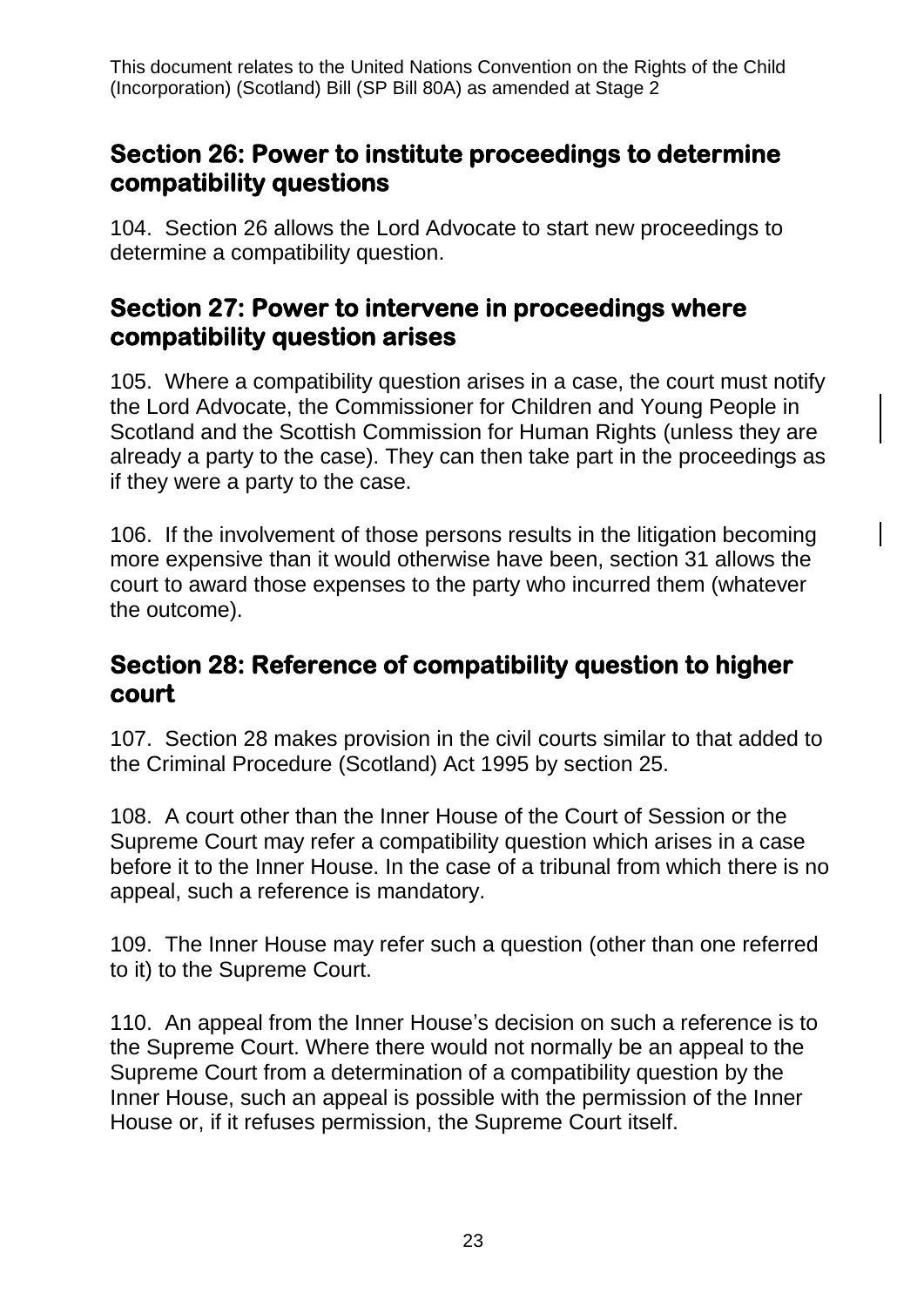## Section 26: Power to institute proceedings to determine compatibility questions

104. Section 26 allows the Lord Advocate to start new proceedings to determine a compatibility question.

## Section 27: Power to intervene in proceedings where compatibility question arises

105. Where a compatibility question arises in a case, the court must notify the Lord Advocate, the Commissioner for Children and Young People in Scotland and the Scottish Commission for Human Rights (unless they are already a party to the case). They can then take part in the proceedings as if they were a party to the case.

106. If the involvement of those persons results in the litigation becoming more expensive than it would otherwise have been, section 31 allows the court to award those expenses to the party who incurred them (whatever the outcome).

## Section 28: Reference of compatibility question to higher court

107. Section 28 makes provision in the civil courts similar to that added to the Criminal Procedure (Scotland) Act 1995 by section 25.

108. A court other than the Inner House of the Court of Session or the Supreme Court may refer a compatibility question which arises in a case before it to the Inner House. In the case of a tribunal from which there is no appeal, such a reference is mandatory.

109. The Inner House may refer such a question (other than one referred to it) to the Supreme Court.

110. An appeal from the Inner House's decision on such a reference is to the Supreme Court. Where there would not normally be an appeal to the Supreme Court from a determination of a compatibility question by the Inner House, such an appeal is possible with the permission of the Inner House or, if it refuses permission, the Supreme Court itself.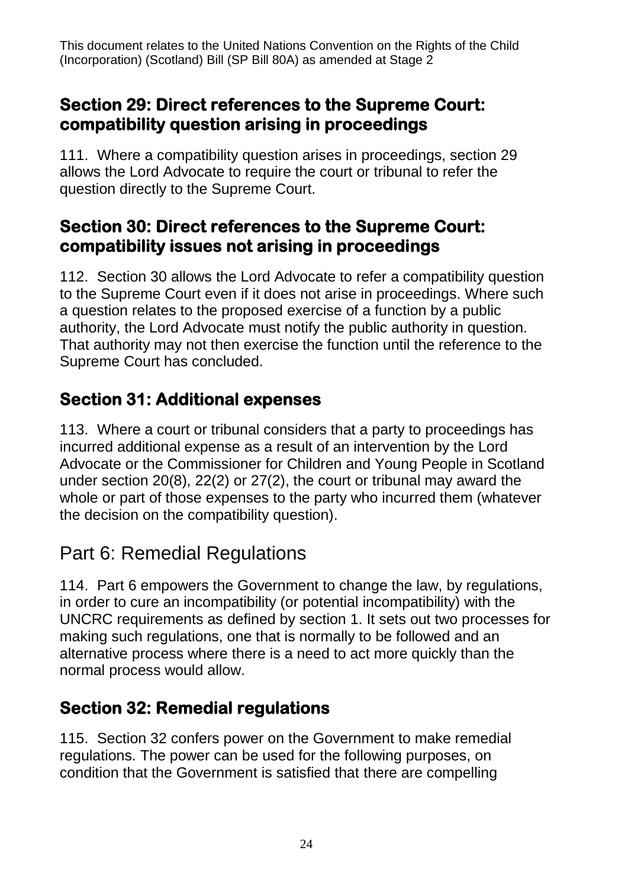## Section 29: Direct references to the Supreme Court: compatibility question arising in proceedings

111. Where a compatibility question arises in proceedings, section 29 allows the Lord Advocate to require the court or tribunal to refer the question directly to the Supreme Court.

## Section 30: Direct references to the Supreme Court: compatibility issues not arising in proceedings

112. Section 30 allows the Lord Advocate to refer a compatibility question to the Supreme Court even if it does not arise in proceedings. Where such a question relates to the proposed exercise of a function by a public authority, the Lord Advocate must notify the public authority in question. That authority may not then exercise the function until the reference to the Supreme Court has concluded.

## Section 31: Additional expenses

113. Where a court or tribunal considers that a party to proceedings has incurred additional expense as a result of an intervention by the Lord Advocate or the Commissioner for Children and Young People in Scotland under section 20(8), 22(2) or 27(2), the court or tribunal may award the whole or part of those expenses to the party who incurred them (whatever the decision on the compatibility question).

# Part 6: Remedial Regulations

114. Part 6 empowers the Government to change the law, by regulations, in order to cure an incompatibility (or potential incompatibility) with the UNCRC requirements as defined by section 1. It sets out two processes for making such regulations, one that is normally to be followed and an alternative process where there is a need to act more quickly than the normal process would allow.

## Section 32: Remedial regulations

115. Section 32 confers power on the Government to make remedial regulations. The power can be used for the following purposes, on condition that the Government is satisfied that there are compelling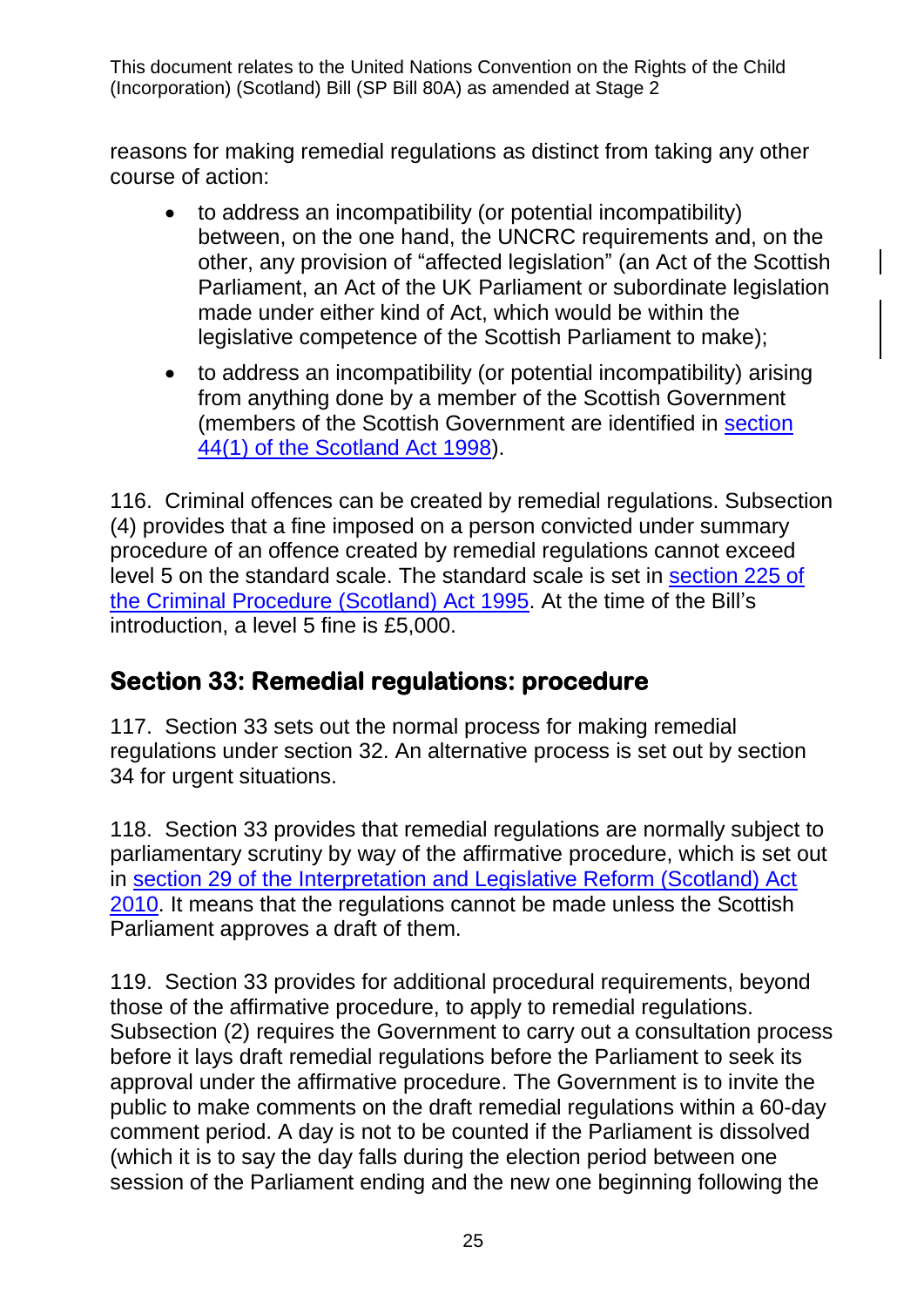reasons for making remedial regulations as distinct from taking any other course of action:

- to address an incompatibility (or potential incompatibility) between, on the one hand, the UNCRC requirements and, on the other, any provision of "affected legislation" (an Act of the Scottish Parliament, an Act of the UK Parliament or subordinate legislation made under either kind of Act, which would be within the legislative competence of the Scottish Parliament to make);
- to address an incompatibility (or potential incompatibility) arising from anything done by a member of the Scottish Government (members of the Scottish Government are identified in [section 44(1) of the Scotland Act 1998](#)).

116. Criminal offences can be created by remedial regulations. Subsection (4) provides that a fine imposed on a person convicted under summary procedure of an offence created by remedial regulations cannot exceed level 5 on the standard scale. The standard scale is set in [section 225 of the Criminal Procedure (Scotland) Act 1995](#). At the time of the Bill's introduction, a level 5 fine is £5,000.

## Section 33: Remedial regulations: procedure

117. Section 33 sets out the normal process for making remedial regulations under section 32. An alternative process is set out by section 34 for urgent situations.

118. Section 33 provides that remedial regulations are normally subject to parliamentary scrutiny by way of the affirmative procedure, which is set out in [section 29 of the Interpretation and Legislative Reform (Scotland) Act 2010](#). It means that the regulations cannot be made unless the Scottish Parliament approves a draft of them.

119. Section 33 provides for additional procedural requirements, beyond those of the affirmative procedure, to apply to remedial regulations. Subsection (2) requires the Government to carry out a consultation process before it lays draft remedial regulations before the Parliament to seek its approval under the affirmative procedure. The Government is to invite the public to make comments on the draft remedial regulations within a 60-day comment period. A day is not to be counted if the Parliament is dissolved (which it is to say the day falls during the election period between one session of the Parliament ending and the new one beginning following the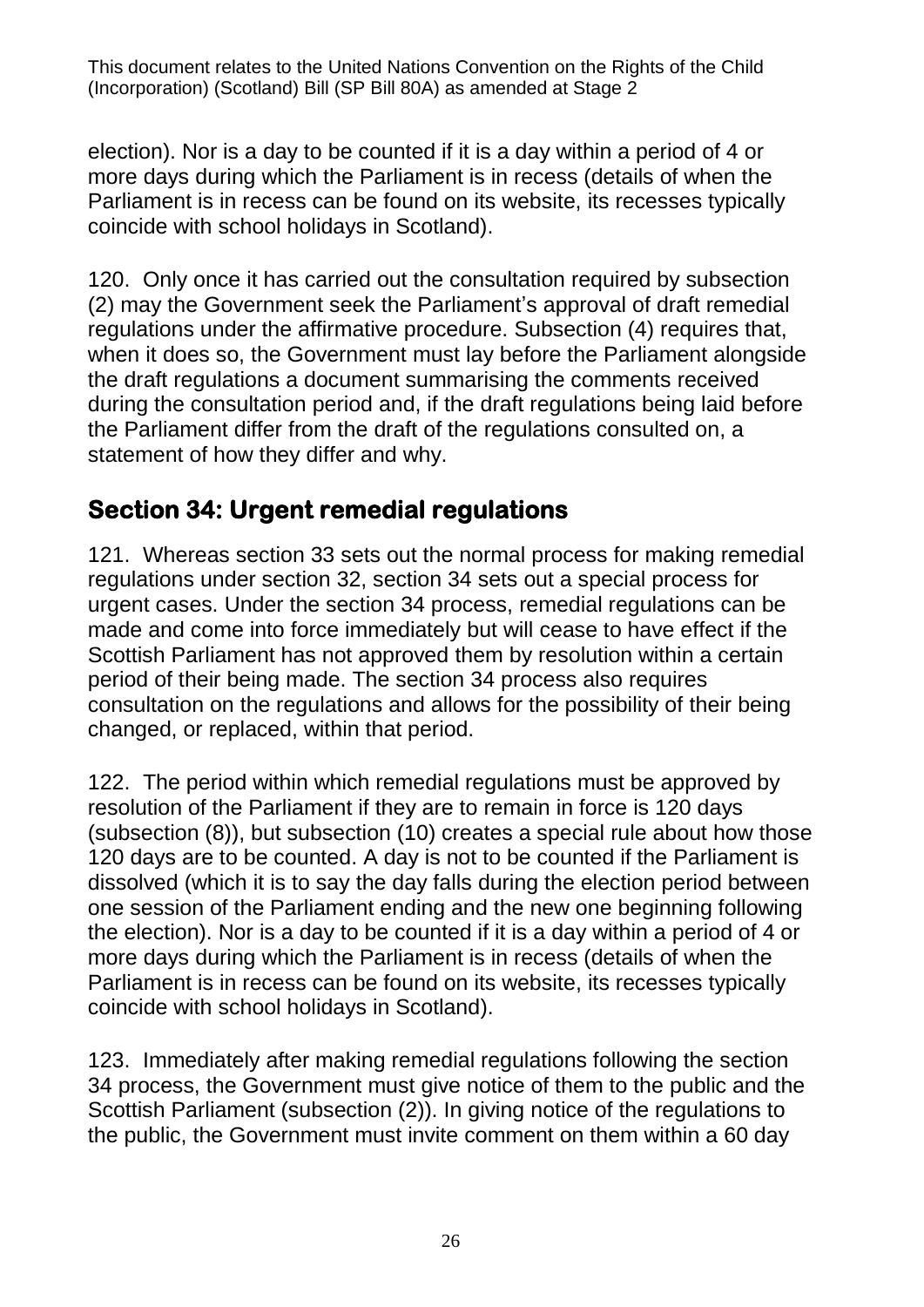election). Nor is a day to be counted if it is a day within a period of 4 or more days during which the Parliament is in recess (details of when the Parliament is in recess can be found on its website, its recesses typically coincide with school holidays in Scotland).

120. Only once it has carried out the consultation required by subsection (2) may the Government seek the Parliament's approval of draft remedial regulations under the affirmative procedure. Subsection (4) requires that, when it does so, the Government must lay before the Parliament alongside the draft regulations a document summarising the comments received during the consultation period and, if the draft regulations being laid before the Parliament differ from the draft of the regulations consulted on, a statement of how they differ and why.

## Section 34: Urgent remedial regulations

121. Whereas section 33 sets out the normal process for making remedial regulations under section 32, section 34 sets out a special process for urgent cases. Under the section 34 process, remedial regulations can be made and come into force immediately but will cease to have effect if the Scottish Parliament has not approved them by resolution within a certain period of their being made. The section 34 process also requires consultation on the regulations and allows for the possibility of their being changed, or replaced, within that period.

122. The period within which remedial regulations must be approved by resolution of the Parliament if they are to remain in force is 120 days (subsection (8)), but subsection (10) creates a special rule about how those 120 days are to be counted. A day is not to be counted if the Parliament is dissolved (which it is to say the day falls during the election period between one session of the Parliament ending and the new one beginning following the election). Nor is a day to be counted if it is a day within a period of 4 or more days during which the Parliament is in recess (details of when the Parliament is in recess can be found on its website, its recesses typically coincide with school holidays in Scotland).

123. Immediately after making remedial regulations following the section 34 process, the Government must give notice of them to the public and the Scottish Parliament (subsection (2)). In giving notice of the regulations to the public, the Government must invite comment on them within a 60 day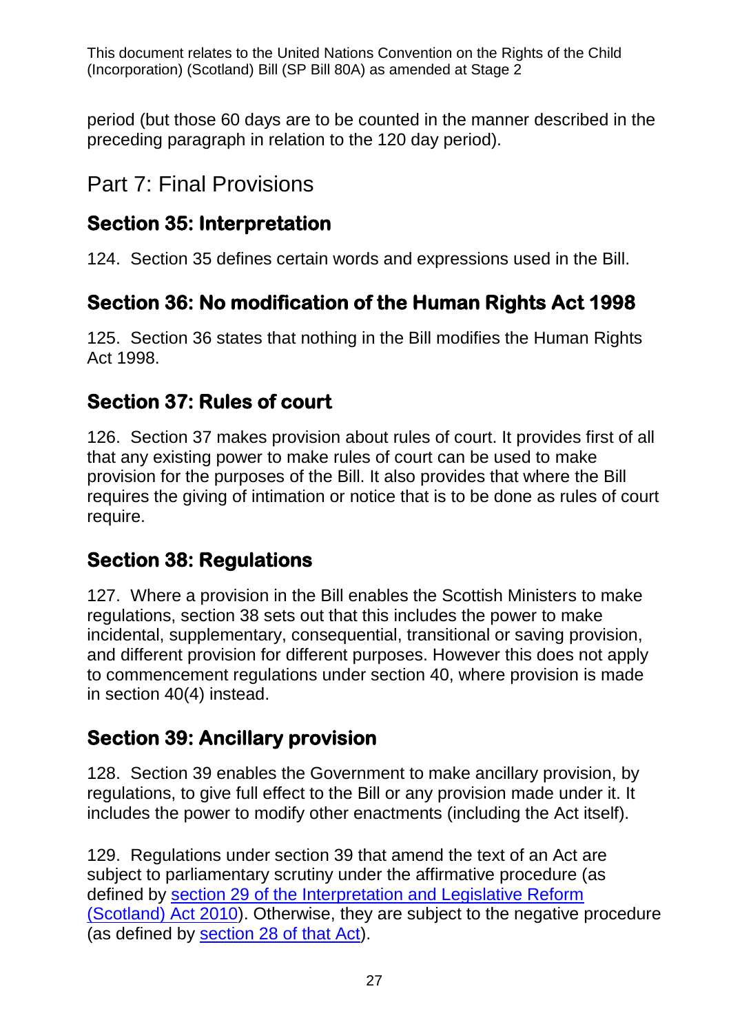period (but those 60 days are to be counted in the manner described in the preceding paragraph in relation to the 120 day period).

# Part 7: Final Provisions

## Section 35: Interpretation

124. Section 35 defines certain words and expressions used in the Bill.

## Section 36: No modification of the Human Rights Act 1998

125. Section 36 states that nothing in the Bill modifies the Human Rights Act 1998.

## Section 37: Rules of court

126. Section 37 makes provision about rules of court. It provides first of all that any existing power to make rules of court can be used to make provision for the purposes of the Bill. It also provides that where the Bill requires the giving of intimation or notice that is to be done as rules of court require.

## Section 38: Regulations

127. Where a provision in the Bill enables the Scottish Ministers to make regulations, section 38 sets out that this includes the power to make incidental, supplementary, consequential, transitional or saving provision, and different provision for different purposes. However this does not apply to commencement regulations under section 40, where provision is made in section 40(4) instead.

## Section 39: Ancillary provision

128. Section 39 enables the Government to make ancillary provision, by regulations, to give full effect to the Bill or any provision made under it. It includes the power to modify other enactments (including the Act itself).

129. Regulations under section 39 that amend the text of an Act are subject to parliamentary scrutiny under the affirmative procedure (as defined by section 29 of the Interpretation and Legislative Reform (Scotland) Act 2010). Otherwise, they are subject to the negative procedure (as defined by section 28 of that Act).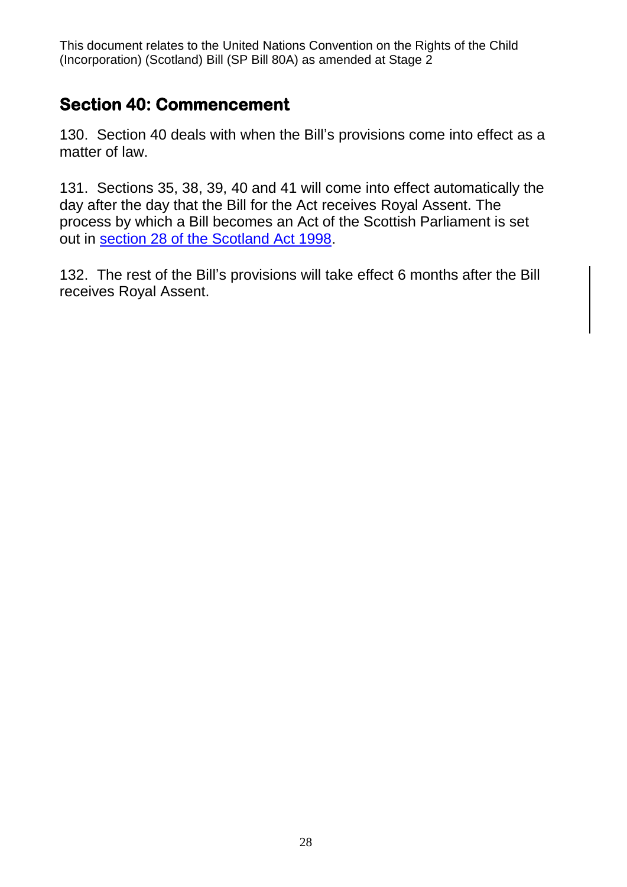## Section 40: Commencement

130. Section 40 deals with when the Bill's provisions come into effect as a matter of law.

131. Sections 35, 38, 39, 40 and 41 will come into effect automatically the day after the day that the Bill for the Act receives Royal Assent. The process by which a Bill becomes an Act of the Scottish Parliament is set out in section 28 of the Scotland Act 1998.

132. The rest of the Bill's provisions will take effect 6 months after the Bill receives Royal Assent.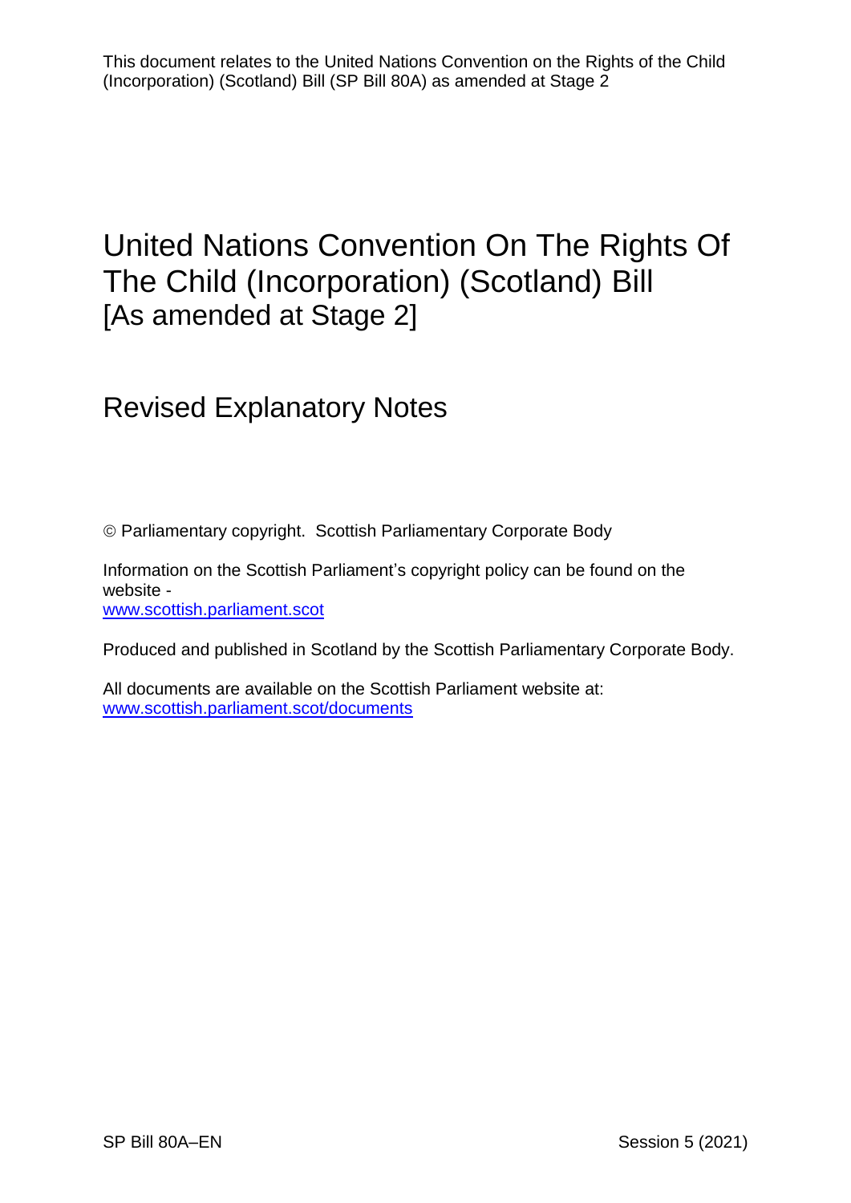This document relates to the United Nations Convention on the Rights of the Child (Incorporation) (Scotland) Bill (SP Bill 80A) as amended at Stage 2

# United Nations Convention On The Rights Of The Child (Incorporation) (Scotland) Bill [As amended at Stage 2]

## Revised Explanatory Notes

© Parliamentary copyright. Scottish Parliamentary Corporate Body

Information on the Scottish Parliament's copyright policy can be found on the website - www.scottish.parliament.scot

Produced and published in Scotland by the Scottish Parliamentary Corporate Body.

All documents are available on the Scottish Parliament website at: www.scottish.parliament.scot/documents

SP Bill 80A–EN

Session 5 (2021)